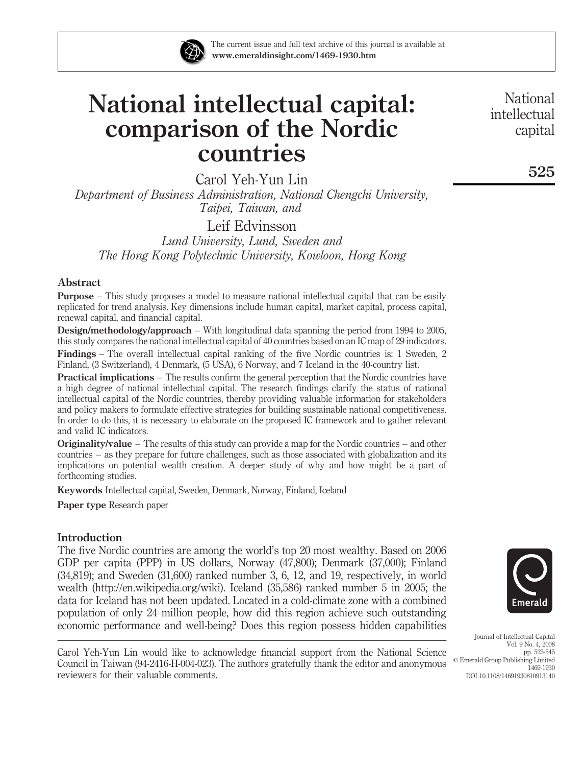# National intellectual capital: comparison of the Nordic countries

Carol Yeh-Yun Lin

*Department of Business Administration, National Chengchi University, Taipei, Taiwan, and*

Leif Edvinsson

*Lund University, Lund, Sweden and The Hong Kong Polytechnic University, Kowloon, Hong Kong*

## Abstract

**Purpose** – This study proposes a model to measure national intellectual capital that can be easily replicated for trend analysis. Key dimensions include human capital, market capital, process capital, renewal capital, and financial capital.

**Design/methodology/approach** – With longitudinal data spanning the period from 1994 to 2005, this study compares the national intellectual capital of 40 countries based on an IC map of 29 indicators.

**Findings** – The overall intellectual capital ranking of the five Nordic countries is: 1 Sweden, 2 Finland, (3 Switzerland), 4 Denmark, (5 USA), 6 Norway, and 7 Iceland in the 40-country list.

**Practical implications** – The results confirm the general perception that the Nordic countries have a high degree of national intellectual capital. The research findings clarify the status of national intellectual capital of the Nordic countries, thereby providing valuable information for stakeholders and policy makers to formulate effective strategies for building sustainable national competitiveness. In order to do this, it is necessary to elaborate on the proposed IC framework and to gather relevant and valid IC indicators.

**Originality/value** – The results of this study can provide a map for the Nordic countries – and other countries – as they prepare for future challenges, such as those associated with globalization and its implications on potential wealth creation. A deeper study of why and how might be a part of forthcoming studies.

**Keywords** Intellectual capital, Sweden, Denmark, Norway, Finland, Iceland

**Paper type** Research paper

## Introduction

The five Nordic countries are among the world's top 20 most wealthy. Based on 2006 GDP per capita (PPP) in US dollars, Norway (47,800); Denmark (37,000); Finland (34,819); and Sweden (31,600) ranked number 3, 6, 12, and 19, respectively, in world wealth (http://en.wikipedia.org/wiki). Iceland (35,586) ranked number 5 in 2005; the data for Iceland has not been updated. Located in a cold-climate zone with a combined population of only 24 million people, how did this region achieve such outstanding economic performance and well-being? Does this region possess hidden capabilities

Carol Yeh-Yun Lin would like to acknowledge financial support from the National Science Council in Taiwan (94-2416-H-004-023). The authors gratefully thank the editor and anonymous reviewers for their valuable comments.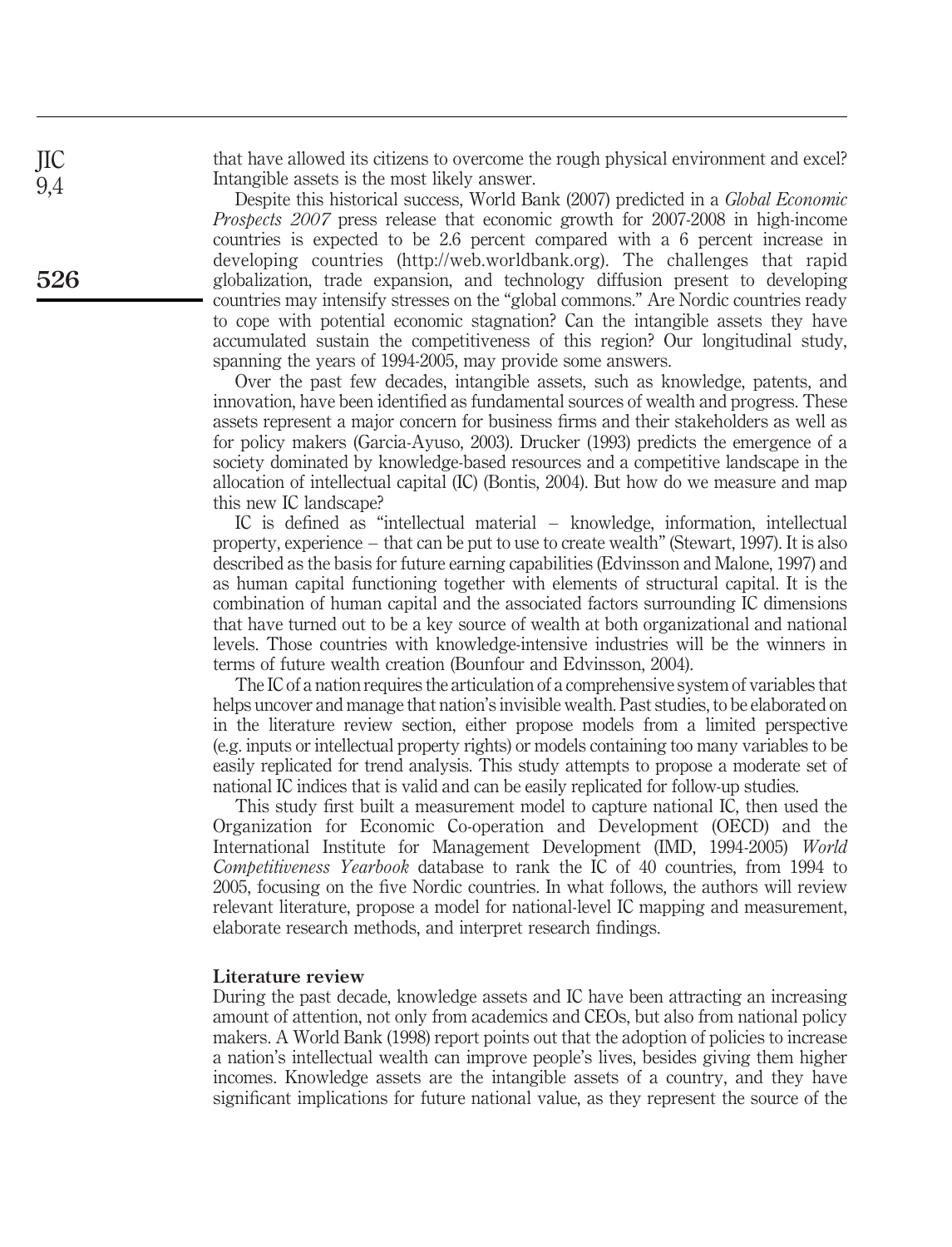that have allowed its citizens to overcome the rough physical environment and excel? Intangible assets is the most likely answer.

Despite this historical success, World Bank (2007) predicted in a *Global Economic Prospects 2007* press release that economic growth for 2007-2008 in high-income countries is expected to be 2.6 percent compared with a 6 percent increase in developing countries (http://web.worldbank.org). The challenges that rapid globalization, trade expansion, and technology diffusion present to developing countries may intensify stresses on the "global commons." Are Nordic countries ready to cope with potential economic stagnation? Can the intangible assets they have accumulated sustain the competitiveness of this region? Our longitudinal study, spanning the years of 1994-2005, may provide some answers.

Over the past few decades, intangible assets, such as knowledge, patents, and innovation, have been identified as fundamental sources of wealth and progress. These assets represent a major concern for business firms and their stakeholders as well as for policy makers (Garcia-Ayuso, 2003). Drucker (1993) predicts the emergence of a society dominated by knowledge-based resources and a competitive landscape in the allocation of intellectual capital (IC) (Bontis, 2004). But how do we measure and map this new IC landscape?

IC is defined as "intellectual material – knowledge, information, intellectual property, experience – that can be put to use to create wealth" (Stewart, 1997). It is also described as the basis for future earning capabilities (Edvinsson and Malone, 1997) and as human capital functioning together with elements of structural capital. It is the combination of human capital and the associated factors surrounding IC dimensions that have turned out to be a key source of wealth at both organizational and national levels. Those countries with knowledge-intensive industries will be the winners in terms of future wealth creation (Bounfour and Edvinsson, 2004).

The IC of a nation requires the articulation of a comprehensive system of variables that helps uncover and manage that nation's invisible wealth. Past studies, to be elaborated on in the literature review section, either propose models from a limited perspective (e.g. inputs or intellectual property rights) or models containing too many variables to be easily replicated for trend analysis. This study attempts to propose a moderate set of national IC indices that is valid and can be easily replicated for follow-up studies.

This study first built a measurement model to capture national IC, then used the Organization for Economic Co-operation and Development (OECD) and the International Institute for Management Development (IMD, 1994-2005) *World Competitiveness Yearbook* database to rank the IC of 40 countries, from 1994 to 2005, focusing on the five Nordic countries. In what follows, the authors will review relevant literature, propose a model for national-level IC mapping and measurement, elaborate research methods, and interpret research findings.

## Literature review

During the past decade, knowledge assets and IC have been attracting an increasing amount of attention, not only from academics and CEOs, but also from national policy makers. A World Bank (1998) report points out that the adoption of policies to increase a nation's intellectual wealth can improve people's lives, besides giving them higher incomes. Knowledge assets are the intangible assets of a country, and they have significant implications for future national value, as they represent the source of the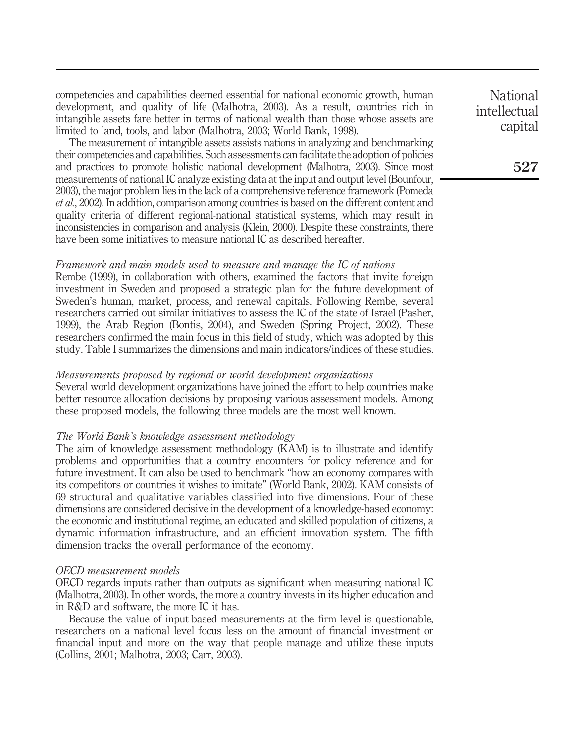competencies and capabilities deemed essential for national economic growth, human development, and quality of life (Malhotra, 2003). As a result, countries rich in intangible assets fare better in terms of national wealth than those whose assets are limited to land, tools, and labor (Malhotra, 2003; World Bank, 1998).

The measurement of intangible assets assists nations in analyzing and benchmarking their competencies and capabilities. Such assessments can facilitate the adoption of policies and practices to promote holistic national development (Malhotra, 2003). Since most measurements of national IC analyze existing data at the input and output level (Bounfour, 2003), the major problem lies in the lack of a comprehensive reference framework (Pomeda *et al.*, 2002). In addition, comparison among countries is based on the different content and quality criteria of different regional-national statistical systems, which may result in inconsistencies in comparison and analysis (Klein, 2000). Despite these constraints, there have been some initiatives to measure national IC as described hereafter.

### *Framework and main models used to measure and manage the IC of nations*

Rembe (1999), in collaboration with others, examined the factors that invite foreign investment in Sweden and proposed a strategic plan for the future development of Sweden's human, market, process, and renewal capitals. Following Rembe, several researchers carried out similar initiatives to assess the IC of the state of Israel (Pasher, 1999), the Arab Region (Bontis, 2004), and Sweden (Spring Project, 2002). These researchers confirmed the main focus in this field of study, which was adopted by this study. Table I summarizes the dimensions and main indicators/indices of these studies.

### *Measurements proposed by regional or world development organizations*

Several world development organizations have joined the effort to help countries make better resource allocation decisions by proposing various assessment models. Among these proposed models, the following three models are the most well known.

### *The World Bank's knowledge assessment methodology*

The aim of knowledge assessment methodology (KAM) is to illustrate and identify problems and opportunities that a country encounters for policy reference and for future investment. It can also be used to benchmark "how an economy compares with its competitors or countries it wishes to imitate" (World Bank, 2002). KAM consists of 69 structural and qualitative variables classified into five dimensions. Four of these dimensions are considered decisive in the development of a knowledge-based economy: the economic and institutional regime, an educated and skilled population of citizens, a dynamic information infrastructure, and an efficient innovation system. The fifth dimension tracks the overall performance of the economy.

### *OECD measurement models*

OECD regards inputs rather than outputs as significant when measuring national IC (Malhotra, 2003). In other words, the more a country invests in its higher education and in R&D and software, the more IC it has.

Because the value of input-based measurements at the firm level is questionable, researchers on a national level focus less on the amount of financial investment or financial input and more on the way that people manage and utilize these inputs (Collins, 2001; Malhotra, 2003; Carr, 2003).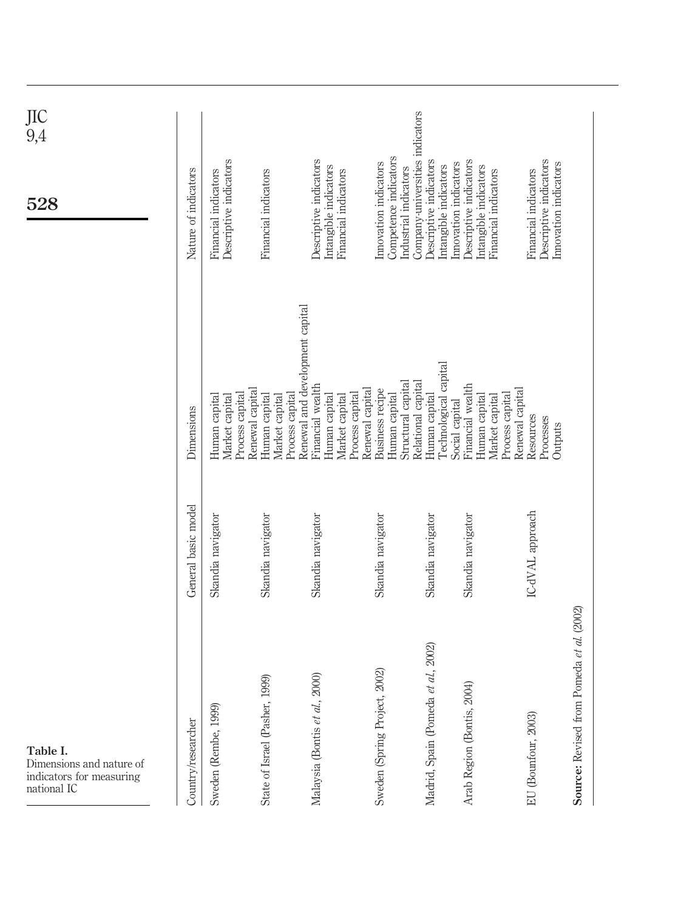**Table I.** Dimensions and nature of indicators for measuring national IC

| Country/researcher | General basic model | Dimensions | Nature of indicators |
|---|---|---|---|
| Sweden (Rembe, 1999) | Skandia navigator | Human capital<br>Market capital<br>Process capital<br>Renewal capital | Financial indicators<br>Descriptive indicators |
| State of Israel (Pasher, 1999) | Skandia navigator | Human capital<br>Market capital<br>Process capital<br>Renewal and development capital | Financial indicators |
| Malaysia (Bontis *et al.*, 2000) | Skandia navigator | Financial wealth<br>Human capital<br>Market capital<br>Process capital<br>Renewal capital | Descriptive indicators<br>Intangible indicators<br>Financial indicators |
| Sweden (Spring Project, 2002) | Skandia navigator | Business recipe<br>Human capital<br>Structural capital<br>Relational capital | Innovation indicators<br>Competence indicators<br>Industrial indicators<br>Company-universities indicators |
| Madrid, Spain (Pomeda *et al.*, 2002) | Skandia navigator | Human capital<br>Technological capital<br>Social capital | Descriptive indicators<br>Intangible indicators<br>Innovation indicators |
| Arab Region (Bontis, 2004) | Skandia navigator | Financial wealth<br>Human capital<br>Market capital<br>Process capital<br>Renewal capital | Descriptive indicators<br>Intangible indicators<br>Financial indicators |
| EU (Bounfour, 2003) | IC-dVAL approach | Resources<br>Processes<br>Outputs | Financial indicators<br>Descriptive indicators<br>Innovation indicators |

**Source:** Revised from Pomeda *et al.* (2002)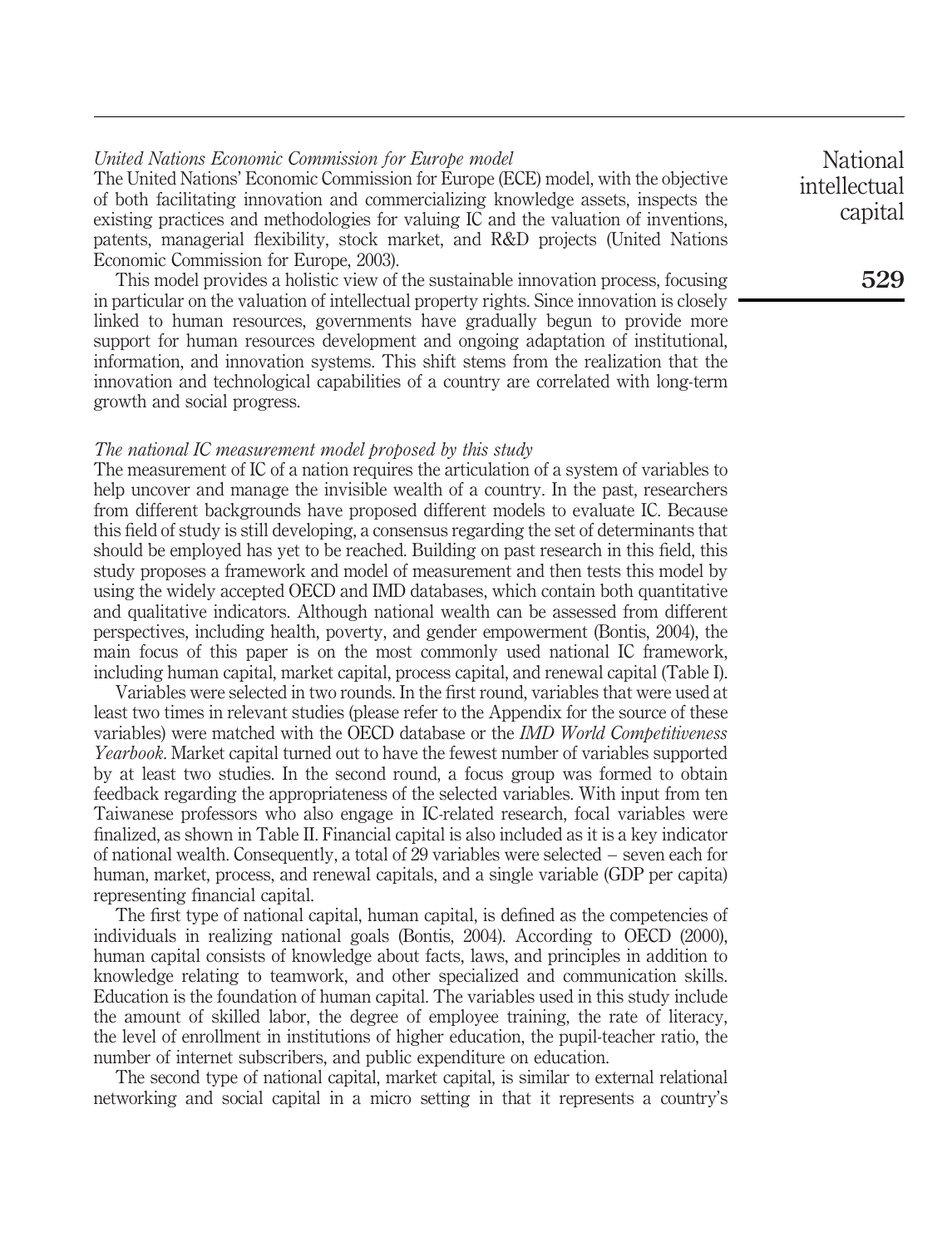*United Nations Economic Commission for Europe model*

The United Nations' Economic Commission for Europe (ECE) model, with the objective of both facilitating innovation and commercializing knowledge assets, inspects the existing practices and methodologies for valuing IC and the valuation of inventions, patents, managerial flexibility, stock market, and R&D projects (United Nations Economic Commission for Europe, 2003).

This model provides a holistic view of the sustainable innovation process, focusing in particular on the valuation of intellectual property rights. Since innovation is closely linked to human resources, governments have gradually begun to provide more support for human resources development and ongoing adaptation of institutional, information, and innovation systems. This shift stems from the realization that the innovation and technological capabilities of a country are correlated with long-term growth and social progress.

*The national IC measurement model proposed by this study*

The measurement of IC of a nation requires the articulation of a system of variables to help uncover and manage the invisible wealth of a country. In the past, researchers from different backgrounds have proposed different models to evaluate IC. Because this field of study is still developing, a consensus regarding the set of determinants that should be employed has yet to be reached. Building on past research in this field, this study proposes a framework and model of measurement and then tests this model by using the widely accepted OECD and IMD databases, which contain both quantitative and qualitative indicators. Although national wealth can be assessed from different perspectives, including health, poverty, and gender empowerment (Bontis, 2004), the main focus of this paper is on the most commonly used national IC framework, including human capital, market capital, process capital, and renewal capital (Table I).

Variables were selected in two rounds. In the first round, variables that were used at least two times in relevant studies (please refer to the Appendix for the source of these variables) were matched with the OECD database or the *IMD World Competitiveness Yearbook*. Market capital turned out to have the fewest number of variables supported by at least two studies. In the second round, a focus group was formed to obtain feedback regarding the appropriateness of the selected variables. With input from ten Taiwanese professors who also engage in IC-related research, focal variables were finalized, as shown in Table II. Financial capital is also included as it is a key indicator of national wealth. Consequently, a total of 29 variables were selected – seven each for human, market, process, and renewal capitals, and a single variable (GDP per capita) representing financial capital.

The first type of national capital, human capital, is defined as the competencies of individuals in realizing national goals (Bontis, 2004). According to OECD (2000), human capital consists of knowledge about facts, laws, and principles in addition to knowledge relating to teamwork, and other specialized and communication skills. Education is the foundation of human capital. The variables used in this study include the amount of skilled labor, the degree of employee training, the rate of literacy, the level of enrollment in institutions of higher education, the pupil-teacher ratio, the number of internet subscribers, and public expenditure on education.

The second type of national capital, market capital, is similar to external relational networking and social capital in a micro setting in that it represents a country's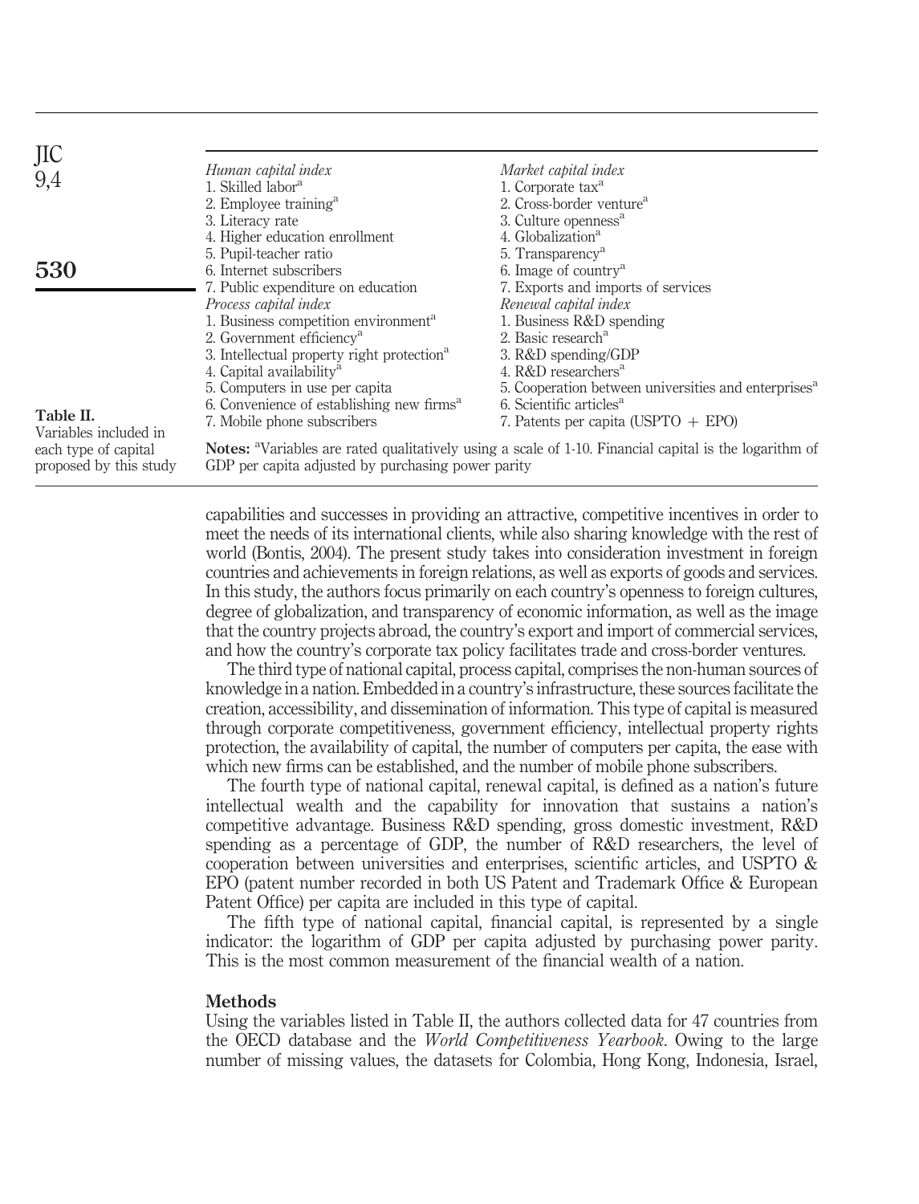**Table II.** Variables included in each type of capital proposed by this study

| *Human capital index* | *Market capital index* |
|---|---|
| 1. Skilled labor[a] | 1. Corporate tax[a] |
| 2. Employee training[a] | 2. Cross-border venture[a] |
| 3. Literacy rate | 3. Culture openness[a] |
| 4. Higher education enrollment | 4. Globalization[a] |
| 5. Pupil-teacher ratio | 5. Transparency[a] |
| 6. Internet subscribers | 6. Image of country[a] |
| 7. Public expenditure on education | 7. Exports and imports of services |
| *Process capital index* | *Renewal capital index* |
| 1. Business competition environment[a] | 1. Business R&D spending |
| 2. Government efficiency[a] | 2. Basic research[a] |
| 3. Intellectual property right protection[a] | 3. R&D spending/GDP |
| 4. Capital availability[a] | 4. R&D researchers[a] |
| 5. Computers in use per capita | 5. Cooperation between universities and enterprises[a] |
| 6. Convenience of establishing new firms[a] | 6. Scientific articles[a] |
| 7. Mobile phone subscribers | 7. Patents per capita (USPTO + EPO) |

**Notes:** [a]Variables are rated qualitatively using a scale of 1-10. Financial capital is the logarithm of GDP per capita adjusted by purchasing power parity

capabilities and successes in providing an attractive, competitive incentives in order to meet the needs of its international clients, while also sharing knowledge with the rest of world (Bontis, 2004). The present study takes into consideration investment in foreign countries and achievements in foreign relations, as well as exports of goods and services. In this study, the authors focus primarily on each country's openness to foreign cultures, degree of globalization, and transparency of economic information, as well as the image that the country projects abroad, the country's export and import of commercial services, and how the country's corporate tax policy facilitates trade and cross-border ventures.

The third type of national capital, process capital, comprises the non-human sources of knowledge in a nation. Embedded in a country's infrastructure, these sources facilitate the creation, accessibility, and dissemination of information. This type of capital is measured through corporate competitiveness, government efficiency, intellectual property rights protection, the availability of capital, the number of computers per capita, the ease with which new firms can be established, and the number of mobile phone subscribers.

The fourth type of national capital, renewal capital, is defined as a nation's future intellectual wealth and the capability for innovation that sustains a nation's competitive advantage. Business R&D spending, gross domestic investment, R&D spending as a percentage of GDP, the number of R&D researchers, the level of cooperation between universities and enterprises, scientific articles, and USPTO & EPO (patent number recorded in both US Patent and Trademark Office & European Patent Office) per capita are included in this type of capital.

The fifth type of national capital, financial capital, is represented by a single indicator: the logarithm of GDP per capita adjusted by purchasing power parity. This is the most common measurement of the financial wealth of a nation.

## Methods

Using the variables listed in Table II, the authors collected data for 47 countries from the OECD database and the *World Competitiveness Yearbook*. Owing to the large number of missing values, the datasets for Colombia, Hong Kong, Indonesia, Israel,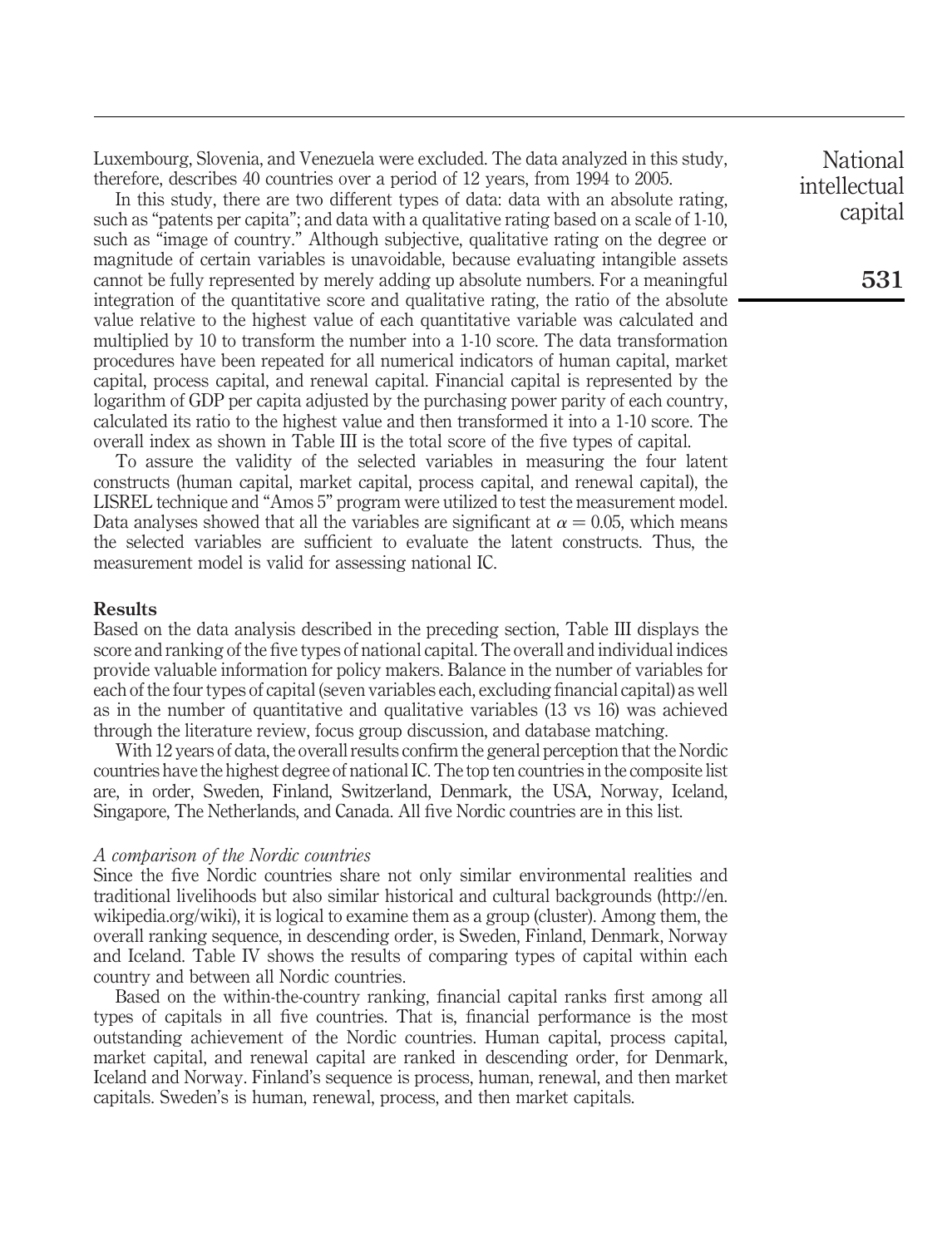Luxembourg, Slovenia, and Venezuela were excluded. The data analyzed in this study, therefore, describes 40 countries over a period of 12 years, from 1994 to 2005.

In this study, there are two different types of data: data with an absolute rating, such as "patents per capita"; and data with a qualitative rating based on a scale of 1-10, such as "image of country." Although subjective, qualitative rating on the degree or magnitude of certain variables is unavoidable, because evaluating intangible assets cannot be fully represented by merely adding up absolute numbers. For a meaningful integration of the quantitative score and qualitative rating, the ratio of the absolute value relative to the highest value of each quantitative variable was calculated and multiplied by 10 to transform the number into a 1-10 score. The data transformation procedures have been repeated for all numerical indicators of human capital, market capital, process capital, and renewal capital. Financial capital is represented by the logarithm of GDP per capita adjusted by the purchasing power parity of each country, calculated its ratio to the highest value and then transformed it into a 1-10 score. The overall index as shown in Table III is the total score of the five types of capital.

To assure the validity of the selected variables in measuring the four latent constructs (human capital, market capital, process capital, and renewal capital), the LISREL technique and "Amos 5" program were utilized to test the measurement model. Data analyses showed that all the variables are significant at $\alpha = 0.05$, which means the selected variables are sufficient to evaluate the latent constructs. Thus, the measurement model is valid for assessing national IC.

## Results

Based on the data analysis described in the preceding section, Table III displays the score and ranking of the five types of national capital. The overall and individual indices provide valuable information for policy makers. Balance in the number of variables for each of the four types of capital (seven variables each, excluding financial capital) as well as in the number of quantitative and qualitative variables (13 vs 16) was achieved through the literature review, focus group discussion, and database matching.

With 12 years of data, the overall results confirm the general perception that the Nordic countries have the highest degree of national IC. The top ten countries in the composite list are, in order, Sweden, Finland, Switzerland, Denmark, the USA, Norway, Iceland, Singapore, The Netherlands, and Canada. All five Nordic countries are in this list.

### *A comparison of the Nordic countries*

Since the five Nordic countries share not only similar environmental realities and traditional livelihoods but also similar historical and cultural backgrounds (http://en.wikipedia.org/wiki), it is logical to examine them as a group (cluster). Among them, the overall ranking sequence, in descending order, is Sweden, Finland, Denmark, Norway and Iceland. Table IV shows the results of comparing types of capital within each country and between all Nordic countries.

Based on the within-the-country ranking, financial capital ranks first among all types of capitals in all five countries. That is, financial performance is the most outstanding achievement of the Nordic countries. Human capital, process capital, market capital, and renewal capital are ranked in descending order, for Denmark, Iceland and Norway. Finland's sequence is process, human, renewal, and then market capitals. Sweden's is human, renewal, process, and then market capitals.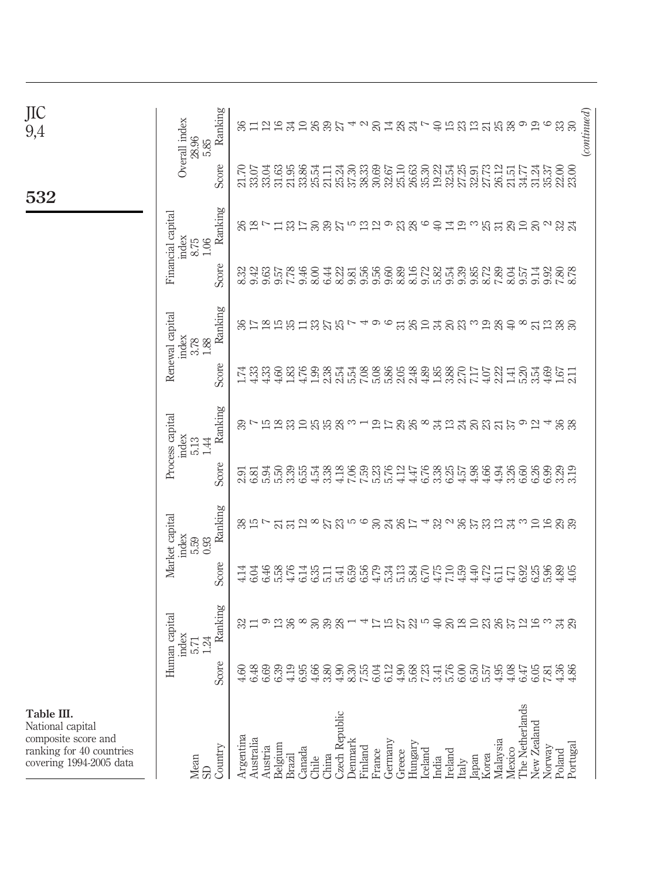**Table III.** National capital composite score and ranking for 40 countries covering 1994-2005 data

| | Human capital index | | Market capital index | | Process capital index | | Renewal capital index | | Financial capital index | | Overall index | |
|---|---|---|---|---|---|---|---|---|---|---|---|---|
| Mean | 5.71 | | 5.59 | | 5.13 | | 3.78 | | 8.75 | | 28.96 | |
| SD | 1.24 | | 0.93 | | 1.44 | | 1.88 | | 1.06 | | 5.85 | |
| Country | Score | Ranking | Score | Ranking | Score | Ranking | Score | Ranking | Score | Ranking | Score | Ranking |
| Argentina | 4.60 | 32 | 4.14 | 38 | 2.91 | 39 | 1.74 | 36 | 8.32 | 26 | 21.70 | 36 |
| Australia | 6.48 | 11 | 6.04 | 15 | 6.81 | 7 | 4.33 | 17 | 9.42 | 18 | 33.07 | 11 |
| Austria | 6.69 | 9 | 6.46 | 7 | 5.94 | 15 | 4.33 | 18 | 9.63 | 7 | 33.04 | 12 |
| Belgium | 6.39 | 13 | 5.58 | 21 | 5.50 | 18 | 4.60 | 15 | 9.57 | 11 | 31.63 | 16 |
| Brazil | 4.19 | 36 | 4.76 | 31 | 3.39 | 33 | 1.83 | 35 | 7.78 | 33 | 21.95 | 34 |
| Canada | 6.95 | 8 | 6.14 | 12 | 6.55 | 10 | 4.76 | 11 | 9.46 | 17 | 33.86 | 10 |
| Chile | 4.66 | 30 | 6.35 | 8 | 4.54 | 25 | 1.99 | 33 | 8.00 | 30 | 25.54 | 26 |
| China | 3.80 | 39 | 5.11 | 27 | 3.38 | 35 | 2.38 | 27 | 6.44 | 39 | 21.11 | 39 |
| Czech Republic | 4.90 | 28 | 5.41 | 23 | 4.18 | 28 | 2.54 | 25 | 8.22 | 27 | 25.24 | 27 |
| Denmark | 8.30 | 1 | 6.59 | 5 | 7.06 | 3 | 5.54 | 7 | 9.81 | 5 | 37.30 | 4 |
| Finland | 7.55 | 4 | 6.56 | 6 | 7.59 | 1 | 7.08 | 4 | 9.56 | 13 | 38.33 | 2 |
| France | 6.04 | 17 | 4.79 | 30 | 5.23 | 19 | 5.08 | 9 | 9.56 | 12 | 30.69 | 20 |
| Germany | 6.12 | 15 | 5.34 | 24 | 5.76 | 17 | 5.86 | 6 | 9.60 | 9 | 32.67 | 14 |
| Greece | 4.90 | 27 | 5.13 | 26 | 4.12 | 29 | 2.05 | 31 | 8.89 | 23 | 25.10 | 28 |
| Hungary | 5.68 | 22 | 5.84 | 17 | 4.47 | 26 | 2.48 | 26 | 8.16 | 28 | 26.63 | 24 |
| Iceland | 7.23 | 5 | 6.70 | 4 | 6.76 | 8 | 4.89 | 10 | 9.72 | 6 | 35.30 | 7 |
| India | 3.41 | 40 | 4.75 | 32 | 3.38 | 34 | 1.85 | 34 | 5.82 | 40 | 19.22 | 40 |
| Ireland | 5.76 | 20 | 7.10 | 2 | 6.25 | 13 | 3.88 | 20 | 9.54 | 14 | 32.54 | 15 |
| Italy | 6.00 | 18 | 4.59 | 36 | 4.57 | 24 | 2.70 | 23 | 9.39 | 19 | 27.25 | 23 |
| Japan | 6.50 | 10 | 4.40 | 37 | 4.98 | 20 | 7.17 | 3 | 9.85 | 3 | 32.91 | 13 |
| Korea | 5.57 | 23 | 4.72 | 33 | 4.66 | 23 | 4.07 | 19 | 8.72 | 25 | 27.73 | 21 |
| Malaysia | 4.95 | 26 | 6.11 | 13 | 4.94 | 21 | 2.22 | 28 | 7.89 | 31 | 26.12 | 25 |
| Mexico | 4.08 | 37 | 4.71 | 34 | 3.26 | 37 | 1.41 | 40 | 8.04 | 29 | 21.51 | 38 |
| The Netherlands | 6.47 | 12 | 6.92 | 3 | 6.60 | 9 | 5.20 | 8 | 9.57 | 10 | 34.77 | 9 |
| New Zealand | 6.05 | 16 | 6.25 | 10 | 6.26 | 12 | 3.54 | 21 | 9.14 | 20 | 31.24 | 19 |
| Norway | 7.81 | 3 | 5.96 | 16 | 6.99 | 4 | 4.69 | 13 | 9.92 | 2 | 35.37 | 6 |
| Poland | 4.36 | 34 | 4.89 | 29 | 3.29 | 36 | 1.67 | 38 | 7.80 | 32 | 22.00 | 33 |
| Portugal | 4.86 | 29 | 4.05 | 39 | 3.19 | 38 | 2.11 | 30 | 8.78 | 24 | 23.00 | 30 |

(continued)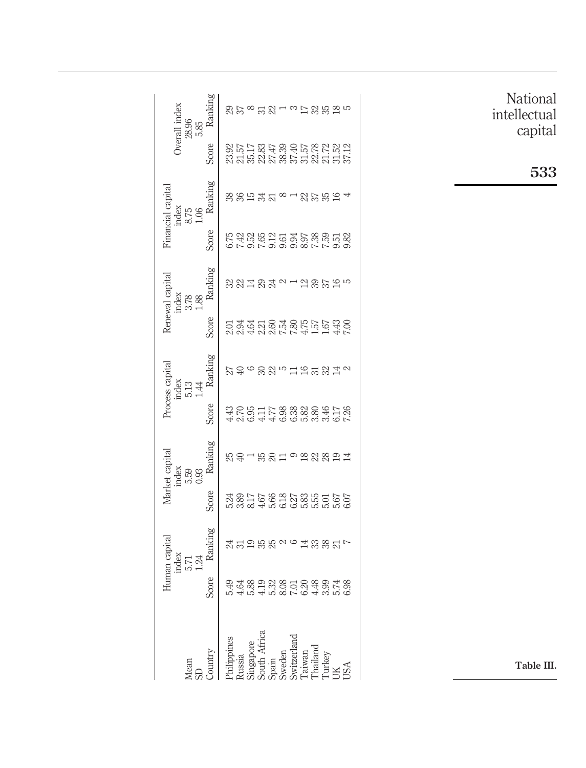| | Human capital index | | Market capital index | | Process capital index | | Renewal capital index | | Financial capital index | | Overall index | |
|---|---|---|---|---|---|---|---|---|---|---|---|---|
| Mean | 5.71 | | 5.59 | | 5.13 | | 3.78 | | 8.75 | | 28.96 | |
| SD | 1.24 | | 0.93 | | 1.44 | | 1.88 | | 1.06 | | 5.85 | |
| Country | Score | Ranking | Score | Ranking | Score | Ranking | Score | Ranking | Score | Ranking | Score | Ranking |
| Philippines | 5.49 | 24 | 5.24 | 25 | 4.43 | 27 | 2.01 | 32 | 6.75 | 38 | 23.92 | 29 |
| Russia | 4.64 | 31 | 3.89 | 40 | 2.70 | 40 | 2.94 | 22 | 7.42 | 36 | 21.57 | 37 |
| Singapore | 5.88 | 19 | 8.17 | 1 | 6.95 | 6 | 4.64 | 14 | 9.52 | 15 | 35.17 | 8 |
| South Africa | 4.19 | 35 | 4.67 | 35 | 4.11 | 30 | 2.21 | 29 | 7.65 | 34 | 22.83 | 31 |
| Spain | 5.32 | 25 | 5.66 | 20 | 4.77 | 22 | 2.60 | 24 | 9.12 | 21 | 27.47 | 22 |
| Sweden | 8.08 | 2 | 6.18 | 11 | 6.98 | 5 | 7.54 | 2 | 9.61 | 8 | 38.39 | 1 |
| Switzerland | 7.01 | 6 | 6.27 | 9 | 6.38 | 11 | 7.80 | 1 | 9.94 | 1 | 37.40 | 3 |
| Taiwan | 6.20 | 14 | 5.83 | 18 | 5.82 | 16 | 4.75 | 12 | 8.97 | 22 | 31.57 | 17 |
| Thailand | 4.48 | 33 | 5.55 | 22 | 3.80 | 31 | 1.57 | 39 | 7.38 | 37 | 22.78 | 32 |
| Turkey | 3.99 | 38 | 5.01 | 28 | 3.46 | 32 | 1.67 | 37 | 7.59 | 35 | 21.72 | 35 |
| UK | 5.74 | 21 | 5.67 | 19 | 6.17 | 14 | 4.43 | 16 | 9.51 | 16 | 31.52 | 18 |
| USA | 6.98 | 7 | 6.07 | 14 | 7.26 | 2 | 7.00 | 5 | 9.82 | 4 | 37.12 | 5 |

Table III.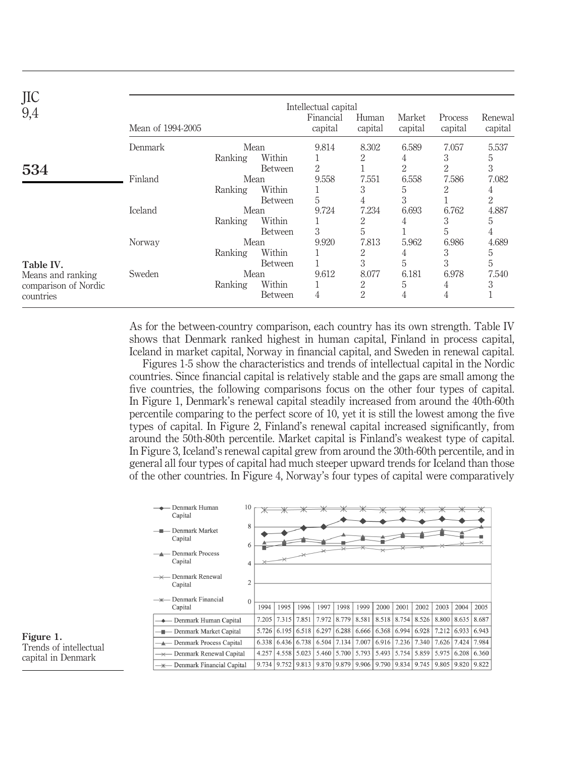Table IV. Means and ranking comparison of Nordic countries

| Mean of 1994-2005 | | | Intellectual capital Financial capital | Human capital | Market capital | Process capital | Renewal capital |
|---|---|---|---|---|---|---|---|
| Denmark | Mean | | 9.814 | 8.302 | 6.589 | 7.057 | 5.537 |
| | Ranking | Within | 1 | 2 | 4 | 3 | 5 |
| | | Between | 2 | 1 | 2 | 2 | 3 |
| Finland | Mean | | 9.558 | 7.551 | 6.558 | 7.586 | 7.082 |
| | Ranking | Within | 1 | 3 | 5 | 2 | 4 |
| | | Between | 5 | 4 | 3 | 1 | 2 |
| Iceland | Mean | | 9.724 | 7.234 | 6.693 | 6.762 | 4.887 |
| | Ranking | Within | 1 | 2 | 4 | 3 | 5 |
| | | Between | 3 | 5 | 1 | 5 | 4 |
| Norway | Mean | | 9.920 | 7.813 | 5.962 | 6.986 | 4.689 |
| | Ranking | Within | 1 | 2 | 4 | 3 | 5 |
| | | Between | 1 | 3 | 5 | 3 | 5 |
| Sweden | Mean | | 9.612 | 8.077 | 6.181 | 6.978 | 7.540 |
| | Ranking | Within | 1 | 2 | 5 | 4 | 3 |
| | | Between | 4 | 2 | 4 | 4 | 1 |

As for the between-country comparison, each country has its own strength. Table IV shows that Denmark ranked highest in human capital, Finland in process capital, Iceland in market capital, Norway in financial capital, and Sweden in renewal capital.

Figures 1-5 show the characteristics and trends of intellectual capital in the Nordic countries. Since financial capital is relatively stable and the gaps are small among the five countries, the following comparisons focus on the other four types of capital. In Figure 1, Denmark's renewal capital steadily increased from around the 40th-60th percentile comparing to the perfect score of 10, yet it is still the lowest among the five types of capital. In Figure 2, Finland's renewal capital increased significantly, from around the 50th-80th percentile. Market capital is Finland's weakest type of capital. In Figure 3, Iceland's renewal capital grew from around the 30th-60th percentile, and in general all four types of capital had much steeper upward trends for Iceland than those of the other countries. In Figure 4, Norway's four types of capital were comparatively

| | 1994 | 1995 | 1996 | 1997 | 1998 | 1999 | 2000 | 2001 | 2002 | 2003 | 2004 | 2005 |
|---|---|---|---|---|---|---|---|---|---|---|---|---|
| Denmark Human Capital | 7.205 | 7.315 | 7.851 | 7.972 | 8.779 | 8.581 | 8.518 | 8.754 | 8.526 | 8.800 | 8.635 | 8.687 |
| Denmark Market Capital | 5.726 | 6.195 | 6.518 | 6.297 | 6.288 | 6.666 | 6.368 | 6.994 | 6.928 | 7.212 | 6.933 | 6.943 |
| Denmark Process Capital | 6.338 | 6.436 | 6.738 | 6.504 | 7.134 | 7.007 | 6.916 | 7.236 | 7.340 | 7.626 | 7.424 | 7.984 |
| Denmark Renewal Capital | 4.257 | 4.558 | 5.023 | 5.460 | 5.700 | 5.793 | 5.493 | 5.754 | 5.859 | 5.975 | 6.208 | 6.360 |
| Denmark Financial Capital | 9.734 | 9.752 | 9.813 | 9.870 | 9.879 | 9.906 | 9.790 | 9.834 | 9.745 | 9.805 | 9.820 | 9.822 |

Figure 1. Trends of intellectual capital in Denmark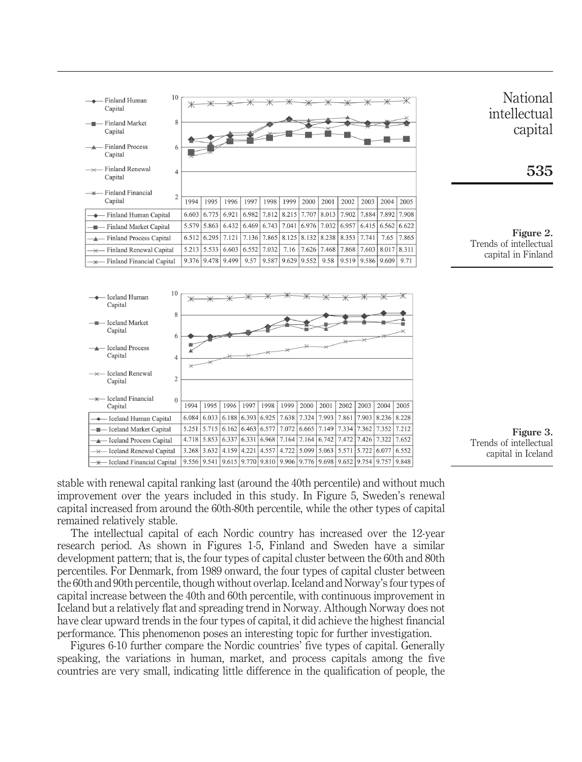| | 1994 | 1995 | 1996 | 1997 | 1998 | 1999 | 2000 | 2001 | 2002 | 2003 | 2004 | 2005 |
|---|---|---|---|---|---|---|---|---|---|---|---|---|
| Finland Human Capital | 6.603 | 6.775 | 6.921 | 6.982 | 7.812 | 8.215 | 7.707 | 8.013 | 7.902 | 7.884 | 7.892 | 7.908 |
| Finland Market Capital | 5.579 | 5.863 | 6.432 | 6.469 | 6.743 | 7.041 | 6.976 | 7.032 | 6.957 | 6.415 | 6.562 | 6.622 |
| Finland Process Capital | 6.512 | 6.295 | 7.121 | 7.136 | 7.865 | 8.125 | 8.132 | 8.238 | 8.353 | 7.741 | 7.65 | 7.865 |
| Finland Renewal Capital | 5.213 | 5.533 | 6.603 | 6.552 | 7.032 | 7.16 | 7.626 | 7.468 | 7.868 | 7.603 | 8.017 | 8.311 |
| Finland Financial Capital | 9.376 | 9.478 | 9.499 | 9.57 | 9.587 | 9.629 | 9.552 | 9.58 | 9.519 | 9.586 | 9.609 | 9.71 |

**Figure 2.** Trends of intellectual capital in Finland

| | 1994 | 1995 | 1996 | 1997 | 1998 | 1999 | 2000 | 2001 | 2002 | 2003 | 2004 | 2005 |
|---|---|---|---|---|---|---|---|---|---|---|---|---|
| Iceland Human Capital | 6.084 | 6.033 | 6.188 | 6.393 | 6.925 | 7.638 | 7.324 | 7.993 | 7.861 | 7.903 | 8.236 | 8.228 |
| Iceland Market Capital | 5.251 | 5.715 | 6.162 | 6.463 | 6.577 | 7.072 | 6.665 | 7.149 | 7.334 | 7.362 | 7.352 | 7.212 |
| Iceland Process Capital | 4.718 | 5.853 | 6.337 | 6.331 | 6.968 | 7.164 | 7.164 | 6.742 | 7.472 | 7.426 | 7.322 | 7.652 |
| Iceland Renewal Capital | 3.268 | 3.632 | 4.159 | 4.221 | 4.557 | 4.722 | 5.099 | 5.063 | 5.571 | 5.722 | 6.077 | 6.552 |
| Iceland Financial Capital | 9.556 | 9.541 | 9.615 | 9.770 | 9.810 | 9.906 | 9.776 | 9.698 | 9.652 | 9.754 | 9.757 | 9.848 |

**Figure 3.** Trends of intellectual capital in Iceland

stable with renewal capital ranking last (around the 40th percentile) and without much improvement over the years included in this study. In Figure 5, Sweden's renewal capital increased from around the 60th-80th percentile, while the other types of capital remained relatively stable.

The intellectual capital of each Nordic country has increased over the 12-year research period. As shown in Figures 1-5, Finland and Sweden have a similar development pattern; that is, the four types of capital cluster between the 60th and 80th percentiles. For Denmark, from 1989 onward, the four types of capital cluster between the 60th and 90th percentile, though without overlap. Iceland and Norway's four types of capital increase between the 40th and 60th percentile, with continuous improvement in Iceland but a relatively flat and spreading trend in Norway. Although Norway does not have clear upward trends in the four types of capital, it did achieve the highest financial performance. This phenomenon poses an interesting topic for further investigation.

Figures 6-10 further compare the Nordic countries' five types of capital. Generally speaking, the variations in human, market, and process capitals among the five countries are very small, indicating little difference in the qualification of people, the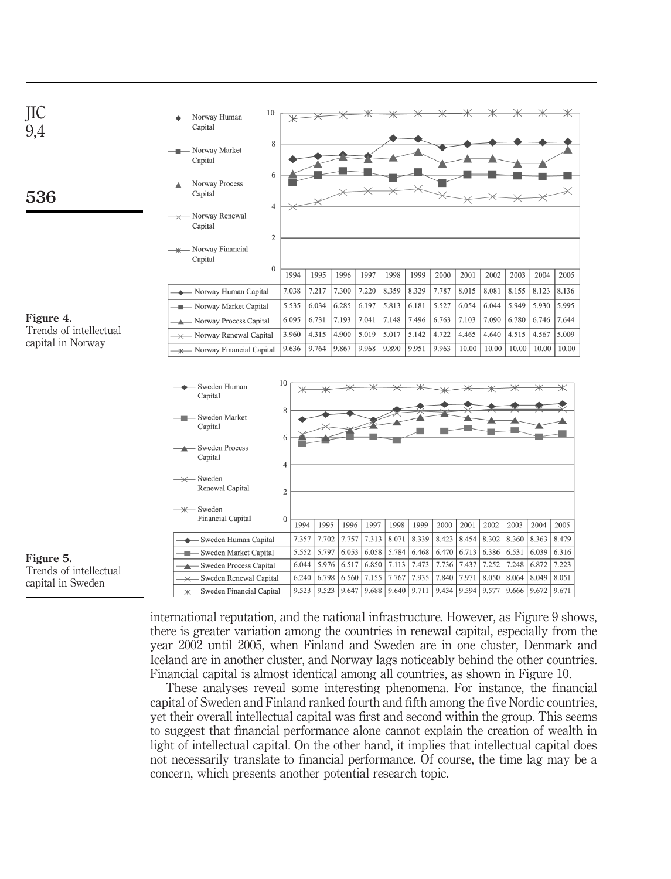| | 1994 | 1995 | 1996 | 1997 | 1998 | 1999 | 2000 | 2001 | 2002 | 2003 | 2004 | 2005 |
|---|---|---|---|---|---|---|---|---|---|---|---|---|
| Norway Human Capital | 7.038 | 7.217 | 7.300 | 7.220 | 8.359 | 8.329 | 7.787 | 8.015 | 8.081 | 8.155 | 8.123 | 8.136 |
| Norway Market Capital | 5.535 | 6.034 | 6.285 | 6.197 | 5.813 | 6.181 | 5.527 | 6.054 | 6.044 | 5.949 | 5.930 | 5.995 |
| Norway Process Capital | 6.095 | 6.731 | 7.193 | 7.041 | 7.148 | 7.496 | 6.763 | 7.103 | 7.090 | 6.780 | 6.746 | 7.644 |
| Norway Renewal Capital | 3.960 | 4.315 | 4.900 | 5.019 | 5.017 | 5.142 | 4.722 | 4.465 | 4.640 | 4.515 | 4.567 | 5.009 |
| Norway Financial Capital | 9.636 | 9.764 | 9.867 | 9.968 | 9.890 | 9.951 | 9.963 | 10.00 | 10.00 | 10.00 | 10.00 | 10.00 |

**Figure 4.** Trends of intellectual capital in Norway

| | 1994 | 1995 | 1996 | 1997 | 1998 | 1999 | 2000 | 2001 | 2002 | 2003 | 2004 | 2005 |
|---|---|---|---|---|---|---|---|---|---|---|---|---|
| Sweden Human Capital | 7.357 | 7.702 | 7.757 | 7.313 | 8.071 | 8.339 | 8.423 | 8.454 | 8.302 | 8.360 | 8.363 | 8.479 |
| Sweden Market Capital | 5.552 | 5.797 | 6.053 | 6.058 | 5.784 | 6.468 | 6.470 | 6.713 | 6.386 | 6.531 | 6.039 | 6.316 |
| Sweden Process Capital | 6.044 | 5.976 | 6.517 | 6.850 | 7.113 | 7.473 | 7.736 | 7.437 | 7.252 | 7.248 | 6.872 | 7.223 |
| Sweden Renewal Capital | 6.240 | 6.798 | 6.560 | 7.155 | 7.767 | 7.935 | 7.840 | 7.971 | 8.050 | 8.064 | 8.049 | 8.051 |
| Sweden Financial Capital | 9.523 | 9.523 | 9.647 | 9.688 | 9.640 | 9.711 | 9.434 | 9.594 | 9.577 | 9.666 | 9.672 | 9.671 |

**Figure 5.** Trends of intellectual capital in Sweden

international reputation, and the national infrastructure. However, as Figure 9 shows, there is greater variation among the countries in renewal capital, especially from the year 2002 until 2005, when Finland and Sweden are in one cluster, Denmark and Iceland are in another cluster, and Norway lags noticeably behind the other countries. Financial capital is almost identical among all countries, as shown in Figure 10.

These analyses reveal some interesting phenomena. For instance, the financial capital of Sweden and Finland ranked fourth and fifth among the five Nordic countries, yet their overall intellectual capital was first and second within the group. This seems to suggest that financial performance alone cannot explain the creation of wealth in light of intellectual capital. On the other hand, it implies that intellectual capital does not necessarily translate to financial performance. Of course, the time lag may be a concern, which presents another potential research topic.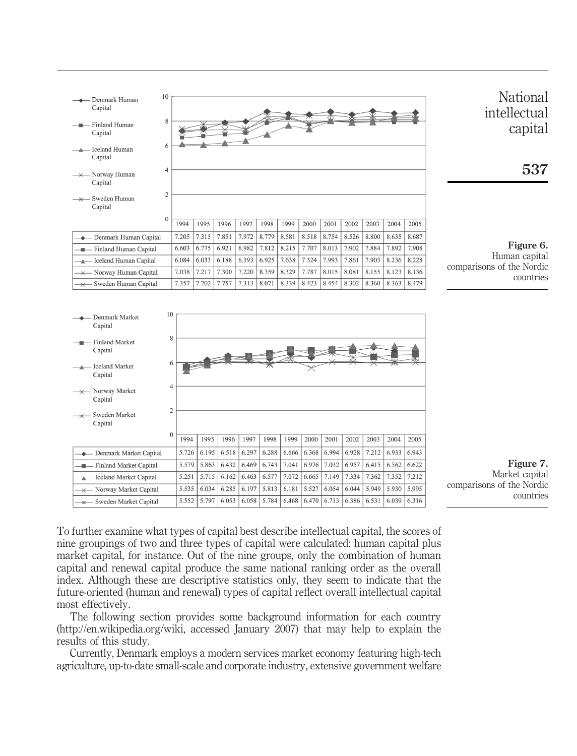| | 1994 | 1995 | 1996 | 1997 | 1998 | 1999 | 2000 | 2001 | 2002 | 2003 | 2004 | 2005 |
|---|---|---|---|---|---|---|---|---|---|---|---|---|
| Denmark Human Capital | 7.205 | 7.315 | 7.851 | 7.972 | 8.779 | 8.581 | 8.518 | 8.754 | 8.526 | 8.800 | 8.635 | 8.687 |
| Finland Human Capital | 6.603 | 6.775 | 6.921 | 6.982 | 7.812 | 8.215 | 7.707 | 8.013 | 7.902 | 7.884 | 7.892 | 7.908 |
| Iceland Human Capital | 6.084 | 6.033 | 6.188 | 6.393 | 6.925 | 7.638 | 7.324 | 7.993 | 7.861 | 7.903 | 8.236 | 8.228 |
| Norway Human Capital | 7.038 | 7.217 | 7.300 | 7.220 | 8.359 | 8.329 | 7.787 | 8.015 | 8.081 | 8.155 | 8.123 | 8.136 |
| Sweden Human Capital | 7.357 | 7.702 | 7.757 | 7.313 | 8.071 | 8.339 | 8.423 | 8.454 | 8.302 | 8.360 | 8.363 | 8.479 |

**Figure 6.** Human capital comparisons of the Nordic countries

| | 1994 | 1995 | 1996 | 1997 | 1998 | 1999 | 2000 | 2001 | 2002 | 2003 | 2004 | 2005 |
|---|---|---|---|---|---|---|---|---|---|---|---|---|
| Denmark Market Capital | 5.726 | 6.195 | 6.518 | 6.297 | 6.288 | 6.666 | 6.368 | 6.994 | 6.928 | 7.212 | 6.933 | 6.943 |
| Finland Market Capital | 5.579 | 5.863 | 6.432 | 6.469 | 6.743 | 7.041 | 6.976 | 7.032 | 6.957 | 6.415 | 6.562 | 6.622 |
| Iceland Market Capital | 5.251 | 5.715 | 6.162 | 6.463 | 6.577 | 7.072 | 6.665 | 7.149 | 7.334 | 7.362 | 7.352 | 7.212 |
| Norway Market Capital | 5.535 | 6.034 | 6.285 | 6.197 | 5.813 | 6.181 | 5.527 | 6.054 | 6.044 | 5.949 | 5.930 | 5.995 |
| Sweden Market Capital | 5.552 | 5.797 | 6.053 | 6.058 | 5.784 | 6.468 | 6.470 | 6.713 | 6.386 | 6.531 | 6.039 | 6.316 |

**Figure 7.** Market capital comparisons of the Nordic countries

To further examine what types of capital best describe intellectual capital, the scores of nine groupings of two and three types of capital were calculated: human capital plus market capital, for instance. Out of the nine groups, only the combination of human capital and renewal capital produce the same national ranking order as the overall index. Although these are descriptive statistics only, they seem to indicate that the future-oriented (human and renewal) types of capital reflect overall intellectual capital most effectively.

The following section provides some background information for each country (http://en.wikipedia.org/wiki, accessed January 2007) that may help to explain the results of this study.

Currently, Denmark employs a modern services market economy featuring high-tech agriculture, up-to-date small-scale and corporate industry, extensive government welfare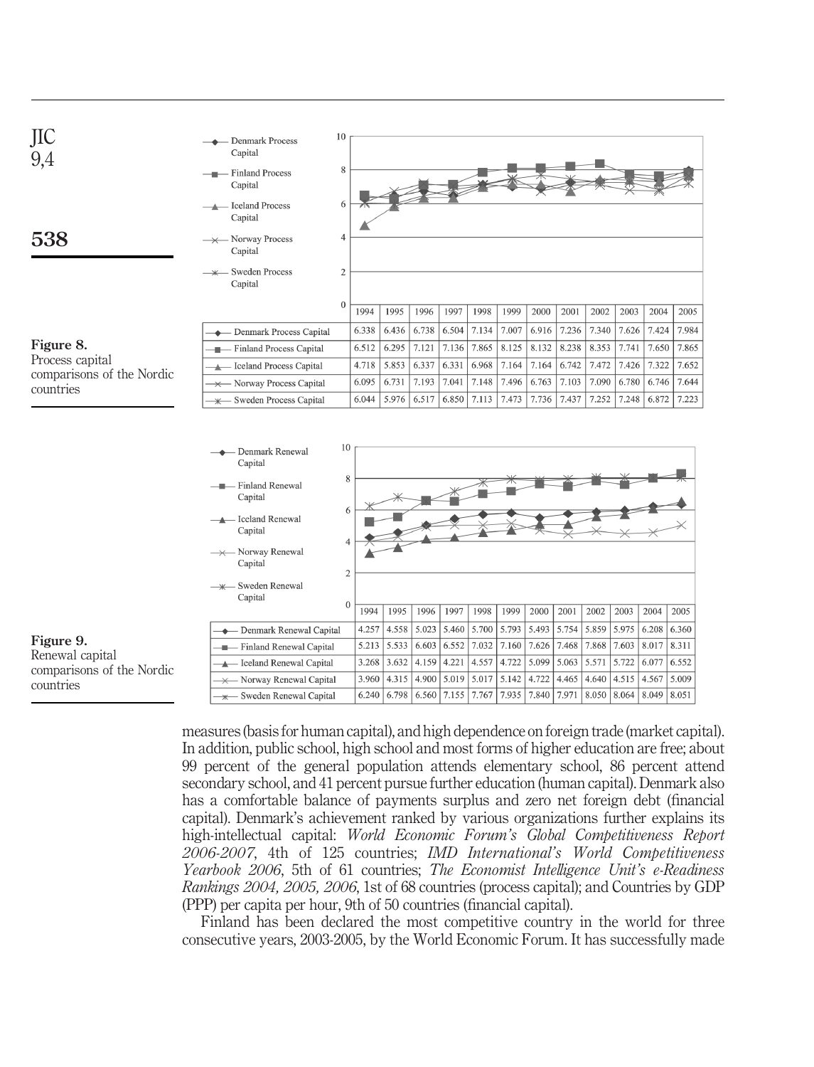| | 1994 | 1995 | 1996 | 1997 | 1998 | 1999 | 2000 | 2001 | 2002 | 2003 | 2004 | 2005 |
|---|---|---|---|---|---|---|---|---|---|---|---|---|
| Denmark Process Capital | 6.338 | 6.436 | 6.738 | 6.504 | 7.134 | 7.007 | 6.916 | 7.236 | 7.340 | 7.626 | 7.424 | 7.984 |
| Finland Process Capital | 6.512 | 6.295 | 7.121 | 7.136 | 7.865 | 8.125 | 8.132 | 8.238 | 8.353 | 7.741 | 7.650 | 7.865 |
| Iceland Process Capital | 4.718 | 5.853 | 6.337 | 6.331 | 6.968 | 7.164 | 7.164 | 6.742 | 7.472 | 7.426 | 7.322 | 7.652 |
| Norway Process Capital | 6.095 | 6.731 | 7.193 | 7.041 | 7.148 | 7.496 | 6.763 | 7.103 | 7.090 | 6.780 | 6.746 | 7.644 |
| Sweden Process Capital | 6.044 | 5.976 | 6.517 | 6.850 | 7.113 | 7.473 | 7.736 | 7.437 | 7.252 | 7.248 | 6.872 | 7.223 |

**Figure 8.** Process capital comparisons of the Nordic countries

| | 1994 | 1995 | 1996 | 1997 | 1998 | 1999 | 2000 | 2001 | 2002 | 2003 | 2004 | 2005 |
|---|---|---|---|---|---|---|---|---|---|---|---|---|
| Denmark Renewal Capital | 4.257 | 4.558 | 5.023 | 5.460 | 5.700 | 5.793 | 5.493 | 5.754 | 5.859 | 5.975 | 6.208 | 6.360 |
| Finland Renewal Capital | 5.213 | 5.533 | 6.603 | 6.552 | 7.032 | 7.160 | 7.626 | 7.468 | 7.868 | 7.603 | 8.017 | 8.311 |
| Iceland Renewal Capital | 3.268 | 3.632 | 4.159 | 4.221 | 4.557 | 4.722 | 5.099 | 5.063 | 5.571 | 5.722 | 6.077 | 6.552 |
| Norway Renewal Capital | 3.960 | 4.315 | 4.900 | 5.019 | 5.017 | 5.142 | 4.722 | 4.465 | 4.640 | 4.515 | 4.567 | 5.009 |
| Sweden Renewal Capital | 6.240 | 6.798 | 6.560 | 7.155 | 7.767 | 7.935 | 7.840 | 7.971 | 8.050 | 8.064 | 8.049 | 8.051 |

**Figure 9.** Renewal capital comparisons of the Nordic countries

measures (basis for human capital), and high dependence on foreign trade (market capital). In addition, public school, high school and most forms of higher education are free; about 99 percent of the general population attends elementary school, 86 percent attend secondary school, and 41 percent pursue further education (human capital). Denmark also has a comfortable balance of payments surplus and zero net foreign debt (financial capital). Denmark's achievement ranked by various organizations further explains its high-intellectual capital: *World Economic Forum's Global Competitiveness Report 2006-2007*, 4th of 125 countries; *IMD International's World Competitiveness Yearbook 2006*, 5th of 61 countries; *The Economist Intelligence Unit's e-Readiness Rankings 2004, 2005, 2006*, 1st of 68 countries (process capital); and Countries by GDP (PPP) per capita per hour, 9th of 50 countries (financial capital).

Finland has been declared the most competitive country in the world for three consecutive years, 2003-2005, by the World Economic Forum. It has successfully made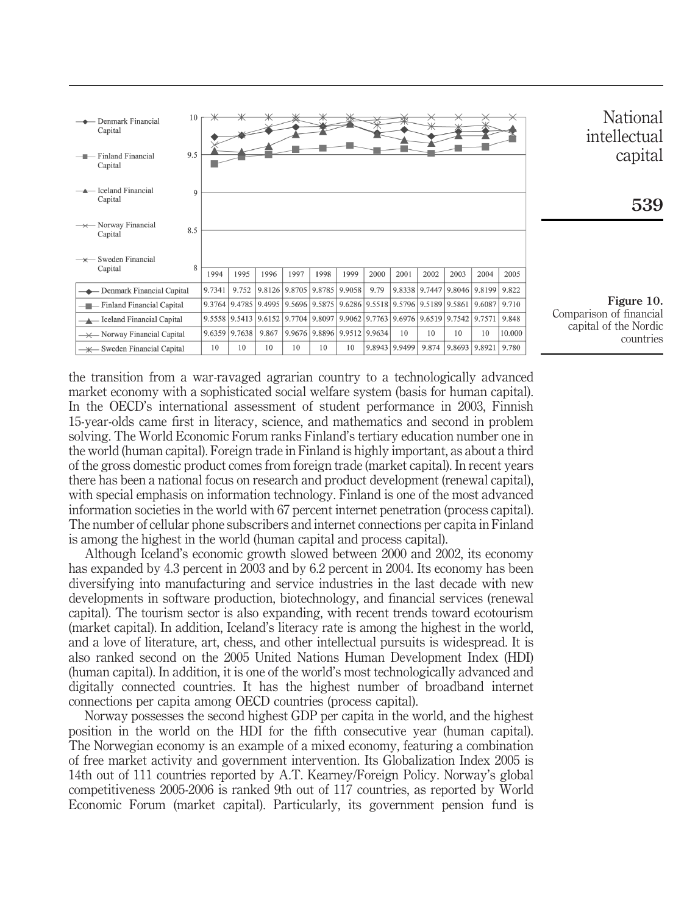Denmark Financial Capital
Finland Financial Capital
Iceland Financial Capital
Norway Financial Capital
Sweden Financial Capital

10
9.5
9
8.5
8

| | 1994 | 1995 | 1996 | 1997 | 1998 | 1999 | 2000 | 2001 | 2002 | 2003 | 2004 | 2005 |
|---|---|---|---|---|---|---|---|---|---|---|---|---|
| Denmark Financial Capital | 9.7341 | 9.752 | 9.8126 | 9.8705 | 9.8785 | 9.9058 | 9.79 | 9.8338 | 9.7447 | 9.8046 | 9.8199 | 9.822 |
| Finland Financial Capital | 9.3764 | 9.4785 | 9.4995 | 9.5696 | 9.5875 | 9.6286 | 9.5518 | 9.5796 | 9.5189 | 9.5861 | 9.6087 | 9.710 |
| Iceland Financial Capital | 9.5558 | 9.5413 | 9.6152 | 9.7704 | 9.8097 | 9.9062 | 9.7763 | 9.6976 | 9.6519 | 9.7542 | 9.7571 | 9.848 |
| Norway Financial Capital | 9.6359 | 9.7638 | 9.867 | 9.9676 | 9.8896 | 9.9512 | 9.9634 | 10 | 10 | 10 | 10 | 10.000 |
| Sweden Financial Capital | 10 | 10 | 10 | 10 | 10 | 10 | 9.8943 | 9.9499 | 9.874 | 9.8693 | 9.8921 | 9.780 |

**Figure 10.** Comparison of financial capital of the Nordic countries

the transition from a war-ravaged agrarian country to a technologically advanced market economy with a sophisticated social welfare system (basis for human capital). In the OECD's international assessment of student performance in 2003, Finnish 15-year-olds came first in literacy, science, and mathematics and second in problem solving. The World Economic Forum ranks Finland's tertiary education number one in the world (human capital). Foreign trade in Finland is highly important, as about a third of the gross domestic product comes from foreign trade (market capital). In recent years there has been a national focus on research and product development (renewal capital), with special emphasis on information technology. Finland is one of the most advanced information societies in the world with 67 percent internet penetration (process capital). The number of cellular phone subscribers and internet connections per capita in Finland is among the highest in the world (human capital and process capital).

Although Iceland's economic growth slowed between 2000 and 2002, its economy has expanded by 4.3 percent in 2003 and by 6.2 percent in 2004. Its economy has been diversifying into manufacturing and service industries in the last decade with new developments in software production, biotechnology, and financial services (renewal capital). The tourism sector is also expanding, with recent trends toward ecotourism (market capital). In addition, Iceland's literacy rate is among the highest in the world, and a love of literature, art, chess, and other intellectual pursuits is widespread. It is also ranked second on the 2005 United Nations Human Development Index (HDI) (human capital). In addition, it is one of the world's most technologically advanced and digitally connected countries. It has the highest number of broadband internet connections per capita among OECD countries (process capital).

Norway possesses the second highest GDP per capita in the world, and the highest position in the world on the HDI for the fifth consecutive year (human capital). The Norwegian economy is an example of a mixed economy, featuring a combination of free market activity and government intervention. Its Globalization Index 2005 is 14th out of 111 countries reported by A.T. Kearney/Foreign Policy. Norway's global competitiveness 2005-2006 is ranked 9th out of 117 countries, as reported by World Economic Forum (market capital). Particularly, its government pension fund is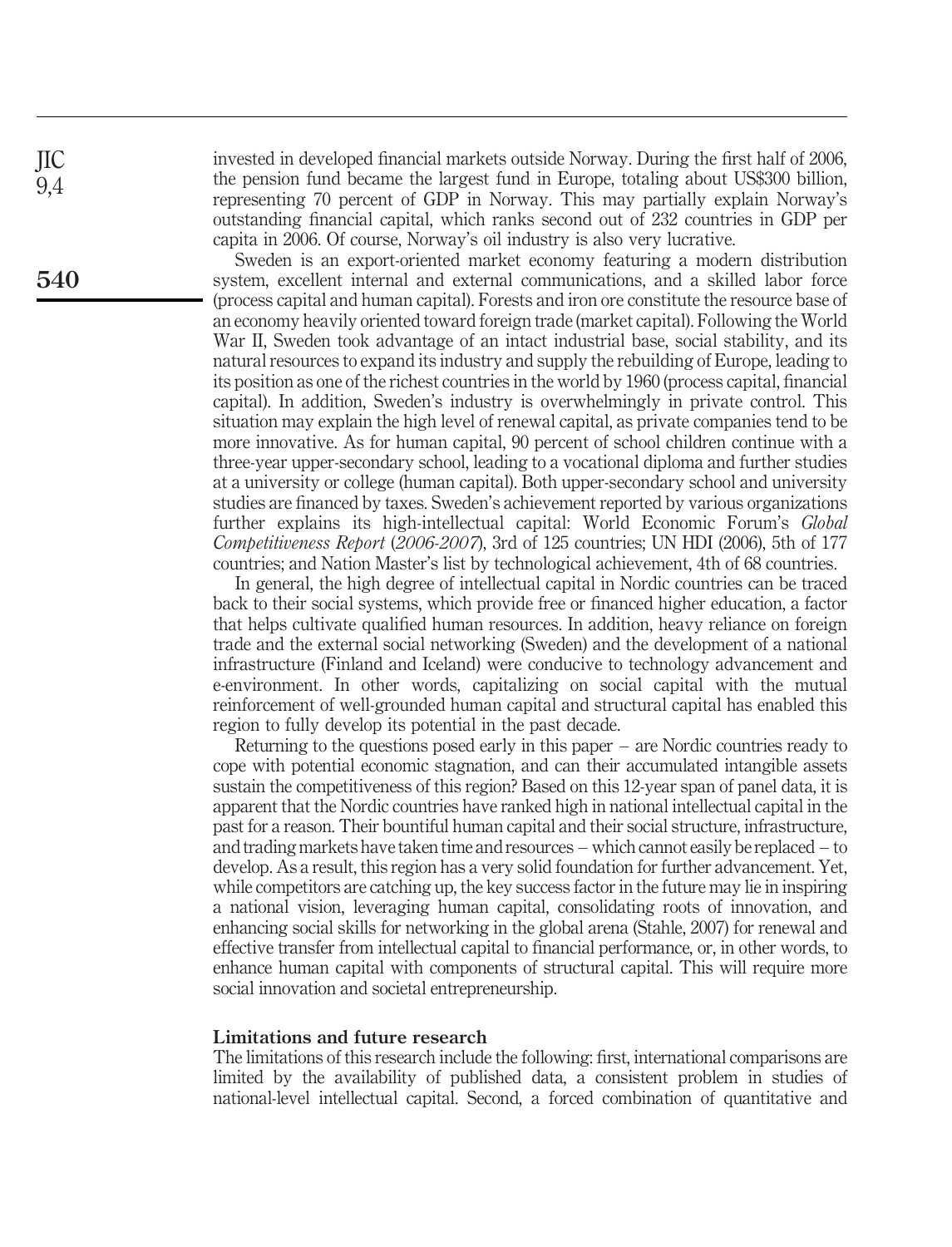invested in developed financial markets outside Norway. During the first half of 2006, the pension fund became the largest fund in Europe, totaling about US$300 billion, representing 70 percent of GDP in Norway. This may partially explain Norway's outstanding financial capital, which ranks second out of 232 countries in GDP per capita in 2006. Of course, Norway's oil industry is also very lucrative.

Sweden is an export-oriented market economy featuring a modern distribution system, excellent internal and external communications, and a skilled labor force (process capital and human capital). Forests and iron ore constitute the resource base of an economy heavily oriented toward foreign trade (market capital). Following the World War II, Sweden took advantage of an intact industrial base, social stability, and its natural resources to expand its industry and supply the rebuilding of Europe, leading to its position as one of the richest countries in the world by 1960 (process capital, financial capital). In addition, Sweden's industry is overwhelmingly in private control. This situation may explain the high level of renewal capital, as private companies tend to be more innovative. As for human capital, 90 percent of school children continue with a three-year upper-secondary school, leading to a vocational diploma and further studies at a university or college (human capital). Both upper-secondary school and university studies are financed by taxes. Sweden's achievement reported by various organizations further explains its high-intellectual capital: World Economic Forum's *Global Competitiveness Report* (*2006-2007*), 3rd of 125 countries; UN HDI (2006), 5th of 177 countries; and Nation Master's list by technological achievement, 4th of 68 countries.

In general, the high degree of intellectual capital in Nordic countries can be traced back to their social systems, which provide free or financed higher education, a factor that helps cultivate qualified human resources. In addition, heavy reliance on foreign trade and the external social networking (Sweden) and the development of a national infrastructure (Finland and Iceland) were conducive to technology advancement and e-environment. In other words, capitalizing on social capital with the mutual reinforcement of well-grounded human capital and structural capital has enabled this region to fully develop its potential in the past decade.

Returning to the questions posed early in this paper – are Nordic countries ready to cope with potential economic stagnation, and can their accumulated intangible assets sustain the competitiveness of this region? Based on this 12-year span of panel data, it is apparent that the Nordic countries have ranked high in national intellectual capital in the past for a reason. Their bountiful human capital and their social structure, infrastructure, and trading markets have taken time and resources – which cannot easily be replaced – to develop. As a result, this region has a very solid foundation for further advancement. Yet, while competitors are catching up, the key success factor in the future may lie in inspiring a national vision, leveraging human capital, consolidating roots of innovation, and enhancing social skills for networking in the global arena (Stahle, 2007) for renewal and effective transfer from intellectual capital to financial performance, or, in other words, to enhance human capital with components of structural capital. This will require more social innovation and societal entrepreneurship.

## Limitations and future research

The limitations of this research include the following: first, international comparisons are limited by the availability of published data, a consistent problem in studies of national-level intellectual capital. Second, a forced combination of quantitative and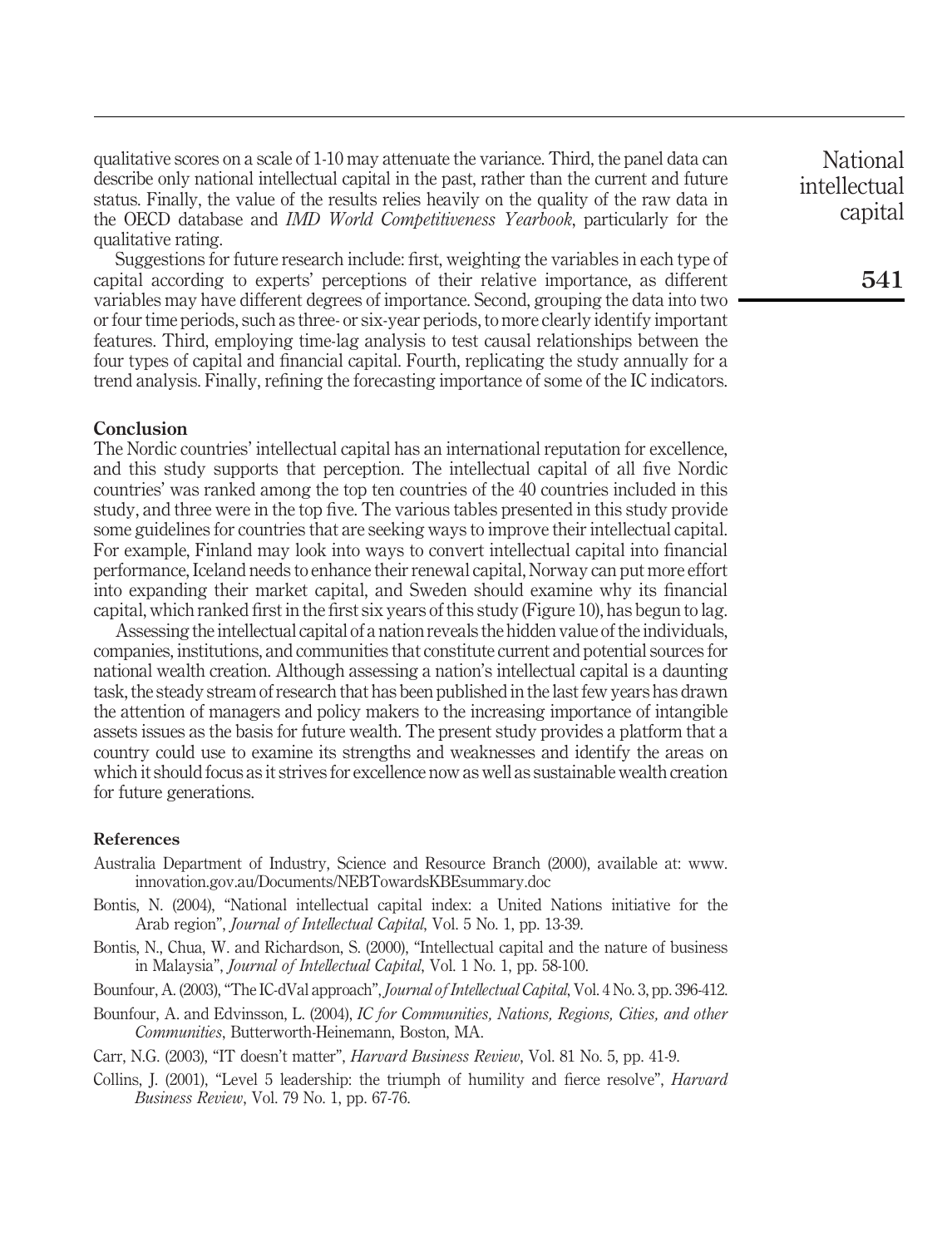qualitative scores on a scale of 1-10 may attenuate the variance. Third, the panel data can describe only national intellectual capital in the past, rather than the current and future status. Finally, the value of the results relies heavily on the quality of the raw data in the OECD database and *IMD World Competitiveness Yearbook*, particularly for the qualitative rating.

Suggestions for future research include: first, weighting the variables in each type of capital according to experts' perceptions of their relative importance, as different variables may have different degrees of importance. Second, grouping the data into two or four time periods, such as three- or six-year periods, to more clearly identify important features. Third, employing time-lag analysis to test causal relationships between the four types of capital and financial capital. Fourth, replicating the study annually for a trend analysis. Finally, refining the forecasting importance of some of the IC indicators.

## Conclusion

The Nordic countries' intellectual capital has an international reputation for excellence, and this study supports that perception. The intellectual capital of all five Nordic countries' was ranked among the top ten countries of the 40 countries included in this study, and three were in the top five. The various tables presented in this study provide some guidelines for countries that are seeking ways to improve their intellectual capital. For example, Finland may look into ways to convert intellectual capital into financial performance, Iceland needs to enhance their renewal capital, Norway can put more effort into expanding their market capital, and Sweden should examine why its financial capital, which ranked first in the first six years of this study (Figure 10), has begun to lag.

Assessing the intellectual capital of a nation reveals the hidden value of the individuals, companies, institutions, and communities that constitute current and potential sources for national wealth creation. Although assessing a nation's intellectual capital is a daunting task, the steady stream of research that has been published in the last few years has drawn the attention of managers and policy makers to the increasing importance of intangible assets issues as the basis for future wealth. The present study provides a platform that a country could use to examine its strengths and weaknesses and identify the areas on which it should focus as it strives for excellence now as well as sustainable wealth creation for future generations.

### References

Australia Department of Industry, Science and Resource Branch (2000), available at: www.innovation.gov.au/Documents/NEBTowardsKBEsummary.doc

Bontis, N. (2004), "National intellectual capital index: a United Nations initiative for the Arab region", *Journal of Intellectual Capital*, Vol. 5 No. 1, pp. 13-39.

Bontis, N., Chua, W. and Richardson, S. (2000), "Intellectual capital and the nature of business in Malaysia", *Journal of Intellectual Capital*, Vol. 1 No. 1, pp. 58-100.

Bounfour, A. (2003), "The IC-dVal approach", *Journal of Intellectual Capital*, Vol. 4 No. 3, pp. 396-412.

Bounfour, A. and Edvinsson, L. (2004), *IC for Communities, Nations, Regions, Cities, and other Communities*, Butterworth-Heinemann, Boston, MA.

Carr, N.G. (2003), "IT doesn't matter", *Harvard Business Review*, Vol. 81 No. 5, pp. 41-9.

Collins, J. (2001), "Level 5 leadership: the triumph of humility and fierce resolve", *Harvard Business Review*, Vol. 79 No. 1, pp. 67-76.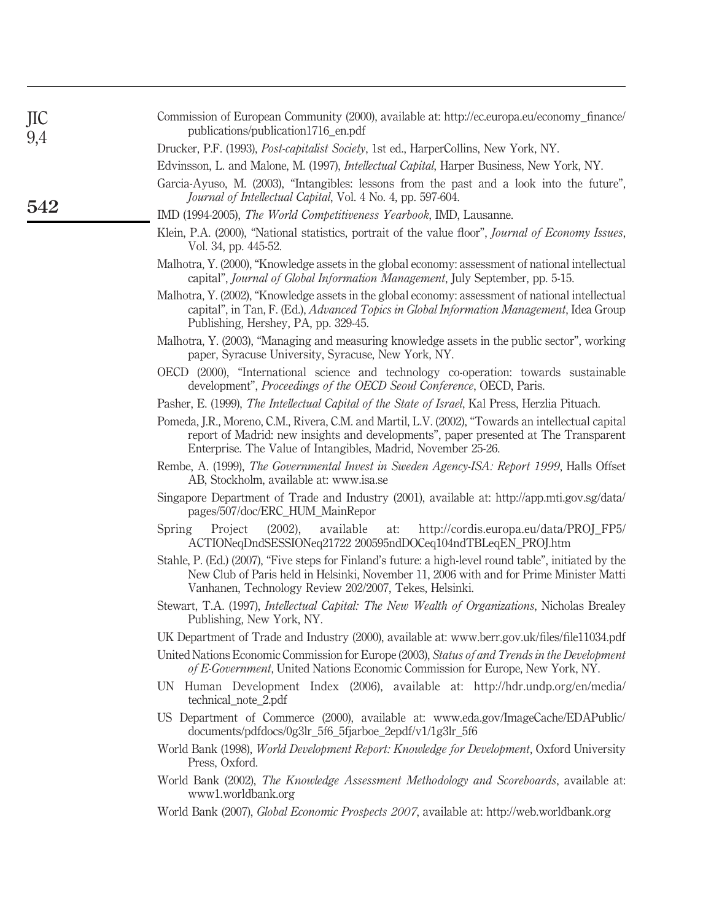Commission of European Community (2000), available at: http://ec.europa.eu/economy_finance/publications/publication1716_en.pdf

Drucker, P.F. (1993), *Post-capitalist Society*, 1st ed., HarperCollins, New York, NY.

Edvinsson, L. and Malone, M. (1997), *Intellectual Capital*, Harper Business, New York, NY.

Garcia-Ayuso, M. (2003), "Intangibles: lessons from the past and a look into the future", *Journal of Intellectual Capital*, Vol. 4 No. 4, pp. 597-604.

IMD (1994-2005), *The World Competitiveness Yearbook*, IMD, Lausanne.

Klein, P.A. (2000), "National statistics, portrait of the value floor", *Journal of Economy Issues*, Vol. 34, pp. 445-52.

Malhotra, Y. (2000), "Knowledge assets in the global economy: assessment of national intellectual capital", *Journal of Global Information Management*, July September, pp. 5-15.

Malhotra, Y. (2002), "Knowledge assets in the global economy: assessment of national intellectual capital", in Tan, F. (Ed.), *Advanced Topics in Global Information Management*, Idea Group Publishing, Hershey, PA, pp. 329-45.

Malhotra, Y. (2003), "Managing and measuring knowledge assets in the public sector", working paper, Syracuse University, Syracuse, New York, NY.

OECD (2000), "International science and technology co-operation: towards sustainable development", *Proceedings of the OECD Seoul Conference*, OECD, Paris.

Pasher, E. (1999), *The Intellectual Capital of the State of Israel*, Kal Press, Herzlia Pituach.

Pomeda, J.R., Moreno, C.M., Rivera, C.M. and Martil, L.V. (2002), "Towards an intellectual capital report of Madrid: new insights and developments", paper presented at The Transparent Enterprise. The Value of Intangibles, Madrid, November 25-26.

Rembe, A. (1999), *The Governmental Invest in Sweden Agency-ISA: Report 1999*, Halls Offset AB, Stockholm, available at: www.isa.se

Singapore Department of Trade and Industry (2001), available at: http://app.mti.gov.sg/data/pages/507/doc/ERC_HUM_MainRepor

Spring Project (2002), available at: http://cordis.europa.eu/data/PROJ_FP5/ACTIONeqDndSESSIONeq21722 200595ndDOCeq104ndTBLeqEN_PROJ.htm

Stahle, P. (Ed.) (2007), "Five steps for Finland's future: a high-level round table", initiated by the New Club of Paris held in Helsinki, November 11, 2006 with and for Prime Minister Matti Vanhanen, Technology Review 202/2007, Tekes, Helsinki.

Stewart, T.A. (1997), *Intellectual Capital: The New Wealth of Organizations*, Nicholas Brealey Publishing, New York, NY.

UK Department of Trade and Industry (2000), available at: www.berr.gov.uk/files/file11034.pdf

United Nations Economic Commission for Europe (2003), *Status of and Trends in the Development of E-Government*, United Nations Economic Commission for Europe, New York, NY.

UN Human Development Index (2006), available at: http://hdr.undp.org/en/media/technical_note_2.pdf

US Department of Commerce (2000), available at: www.eda.gov/ImageCache/EDAPublic/documents/pdfdocs/0g3lr_5f6_5fjarboe_2epdf/v1/1g3lr_5f6

World Bank (1998), *World Development Report: Knowledge for Development*, Oxford University Press, Oxford.

World Bank (2002), *The Knowledge Assessment Methodology and Scoreboards*, available at: www1.worldbank.org

World Bank (2007), *Global Economic Prospects 2007*, available at: http://web.worldbank.org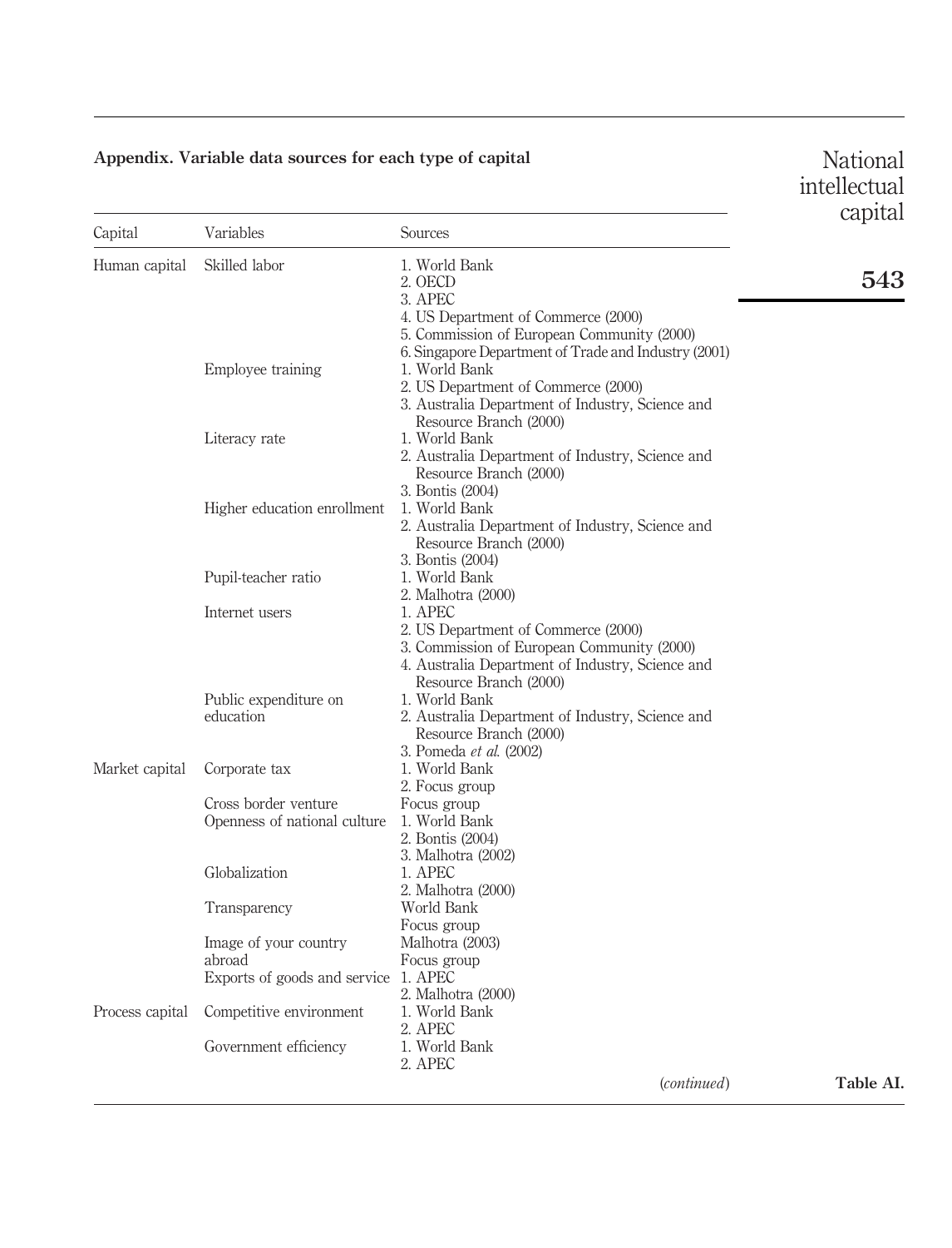## Appendix. Variable data sources for each type of capital

| Capital | Variables | Sources |
|---|---|---|
| Human capital | Skilled labor | 1. World Bank<br>2. OECD<br>3. APEC<br>4. US Department of Commerce (2000)<br>5. Commission of European Community (2000)<br>6. Singapore Department of Trade and Industry (2001) |
| | Employee training | 1. World Bank<br>2. US Department of Commerce (2000)<br>3. Australia Department of Industry, Science and Resource Branch (2000) |
| | Literacy rate | 1. World Bank<br>2. Australia Department of Industry, Science and Resource Branch (2000)<br>3. Bontis (2004) |
| | Higher education enrollment | 1. World Bank<br>2. Australia Department of Industry, Science and Resource Branch (2000)<br>3. Bontis (2004) |
| | Pupil-teacher ratio | 1. World Bank<br>2. Malhotra (2000) |
| | Internet users | 1. APEC<br>2. US Department of Commerce (2000)<br>3. Commission of European Community (2000)<br>4. Australia Department of Industry, Science and Resource Branch (2000) |
| | Public expenditure on education | 1. World Bank<br>2. Australia Department of Industry, Science and Resource Branch (2000)<br>3. Pomeda *et al.* (2002) |
| Market capital | Corporate tax | 1. World Bank<br>2. Focus group |
| | Cross border venture | Focus group |
| | Openness of national culture | 1. World Bank<br>2. Bontis (2004)<br>3. Malhotra (2002) |
| | Globalization | 1. APEC<br>2. Malhotra (2000) |
| | Transparency | World Bank<br>Focus group |
| | Image of your country abroad | Malhotra (2003)<br>Focus group |
| | Exports of goods and service | 1. APEC<br>2. Malhotra (2000) |
| Process capital | Competitive environment | 1. World Bank<br>2. APEC |
| | Government efficiency | 1. World Bank<br>2. APEC |

(*continued*)

**Table AI.**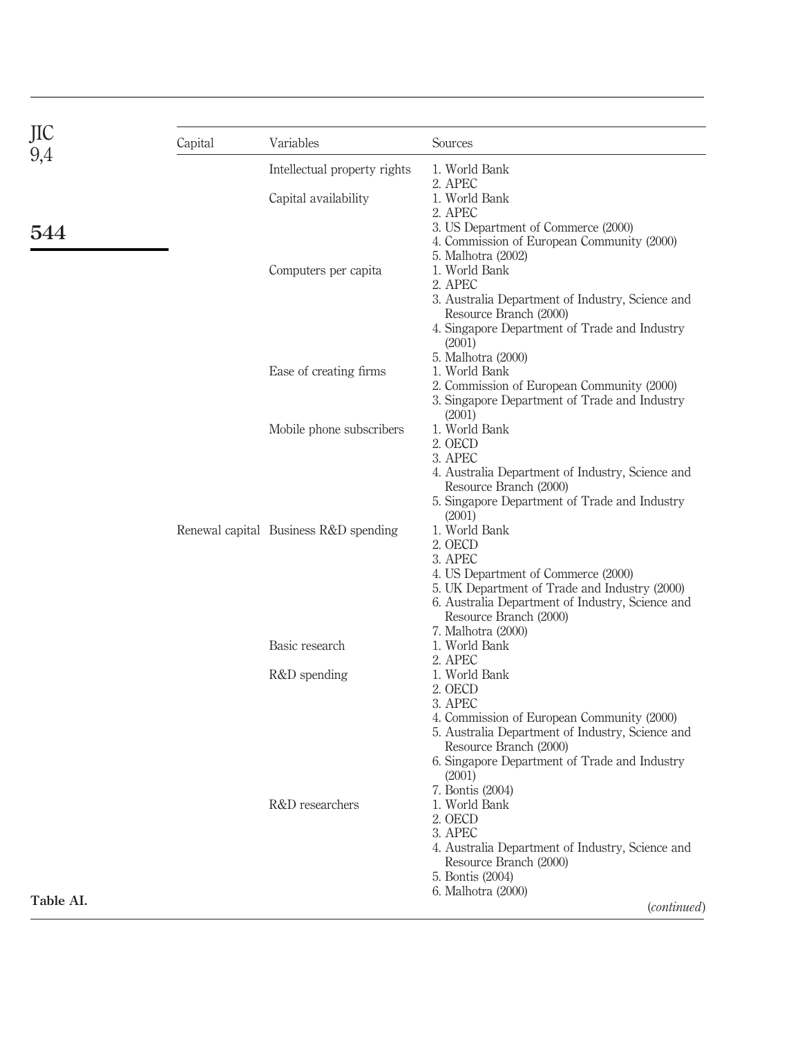| Capital | Variables | Sources |
|---|---|---|
| | Intellectual property rights | 1. World Bank<br>2. APEC |
| | Capital availability | 1. World Bank<br>2. APEC<br>3. US Department of Commerce (2000)<br>4. Commission of European Community (2000)<br>5. Malhotra (2002) |
| | Computers per capita | 1. World Bank<br>2. APEC<br>3. Australia Department of Industry, Science and Resource Branch (2000)<br>4. Singapore Department of Trade and Industry (2001)<br>5. Malhotra (2000) |
| | Ease of creating firms | 1. World Bank<br>2. Commission of European Community (2000)<br>3. Singapore Department of Trade and Industry (2001) |
| | Mobile phone subscribers | 1. World Bank<br>2. OECD<br>3. APEC<br>4. Australia Department of Industry, Science and Resource Branch (2000)<br>5. Singapore Department of Trade and Industry (2001) |
| Renewal capital | Business R&D spending | 1. World Bank<br>2. OECD<br>3. APEC<br>4. US Department of Commerce (2000)<br>5. UK Department of Trade and Industry (2000)<br>6. Australia Department of Industry, Science and Resource Branch (2000)<br>7. Malhotra (2000) |
| | Basic research | 1. World Bank<br>2. APEC |
| | R&D spending | 1. World Bank<br>2. OECD<br>3. APEC<br>4. Commission of European Community (2000)<br>5. Australia Department of Industry, Science and Resource Branch (2000)<br>6. Singapore Department of Trade and Industry (2001)<br>7. Bontis (2004) |
| | R&D researchers | 1. World Bank<br>2. OECD<br>3. APEC<br>4. Australia Department of Industry, Science and Resource Branch (2000)<br>5. Bontis (2004)<br>6. Malhotra (2000) |

**Table AI.** (*continued*)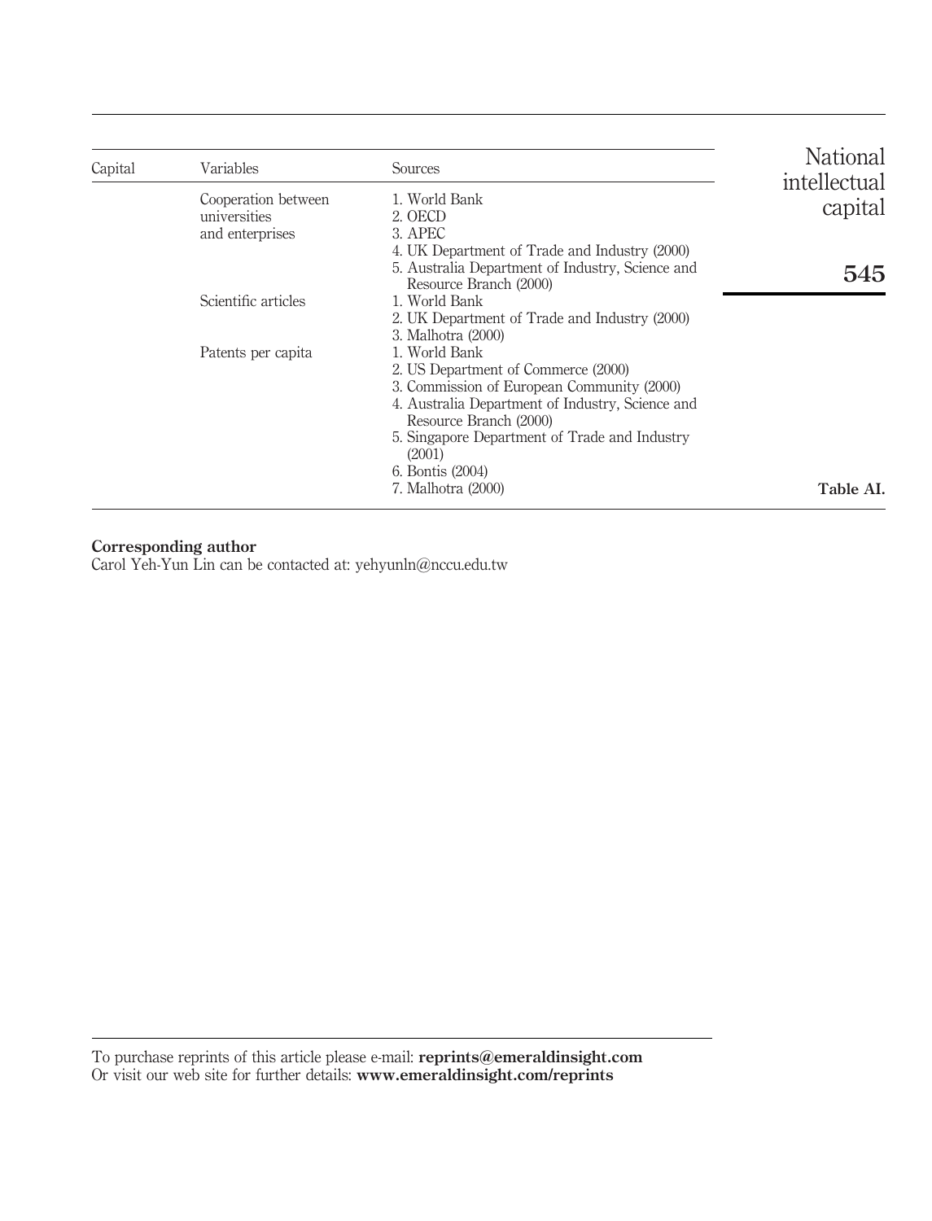| Capital | Variables | Sources |
|---|---|---|
| | Cooperation between universities and enterprises | 1. World Bank<br>2. OECD<br>3. APEC<br>4. UK Department of Trade and Industry (2000)<br>5. Australia Department of Industry, Science and Resource Branch (2000) |
| | Scientific articles | 1. World Bank<br>2. UK Department of Trade and Industry (2000)<br>3. Malhotra (2000) |
| | Patents per capita | 1. World Bank<br>2. US Department of Commerce (2000)<br>3. Commission of European Community (2000)<br>4. Australia Department of Industry, Science and Resource Branch (2000)<br>5. Singapore Department of Trade and Industry (2001)<br>6. Bontis (2004)<br>7. Malhotra (2000) |

**Table AI.**

**Corresponding author**
Carol Yeh-Yun Lin can be contacted at: yehyunln@nccu.edu.tw

To purchase reprints of this article please e-mail: **reprints@emeraldinsight.com**
Or visit our web site for further details: **www.emeraldinsight.com/reprints**